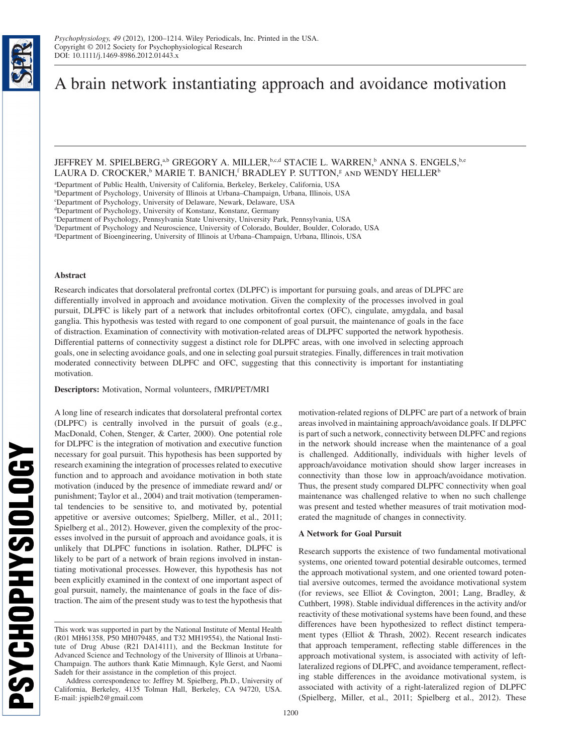# A brain network instantiating approach and avoidance motivation

JEFFREY M. SPIELBERG,[a,b] GREGORY A. MILLER,[b,c,d] STACIE L. WARREN,[b] ANNA S. ENGELS,[b,e] LAURA D. CROCKER,[b] MARIE T. BANICH,[f] BRADLEY P. SUTTON,[g] AND WENDY HELLER[b]

[a]Department of Public Health, University of California, Berkeley, Berkeley, California, USA
[b]Department of Psychology, University of Illinois at Urbana–Champaign, Urbana, Illinois, USA
[c]Department of Psychology, University of Delaware, Newark, Delaware, USA
[d]Department of Psychology, University of Konstanz, Konstanz, Germany
[e]Department of Psychology, Pennsylvania State University, University Park, Pennsylvania, USA
[f]Department of Psychology and Neuroscience, University of Colorado, Boulder, Boulder, Colorado, USA
[g]Department of Bioengineering, University of Illinois at Urbana–Champaign, Urbana, Illinois, USA

### Abstract

Research indicates that dorsolateral prefrontal cortex (DLPFC) is important for pursuing goals, and areas of DLPFC are differentially involved in approach and avoidance motivation. Given the complexity of the processes involved in goal pursuit, DLPFC is likely part of a network that includes orbitofrontal cortex (OFC), cingulate, amygdala, and basal ganglia. This hypothesis was tested with regard to one component of goal pursuit, the maintenance of goals in the face of distraction. Examination of connectivity with motivation-related areas of DLPFC supported the network hypothesis. Differential patterns of connectivity suggest a distinct role for DLPFC areas, with one involved in selecting approach goals, one in selecting avoidance goals, and one in selecting goal pursuit strategies. Finally, differences in trait motivation moderated connectivity between DLPFC and OFC, suggesting that this connectivity is important for instantiating motivation.

**Descriptors:** Motivation, Normal volunteers, fMRI/PET/MRI

A long line of research indicates that dorsolateral prefrontal cortex (DLPFC) is centrally involved in the pursuit of goals (e.g., MacDonald, Cohen, Stenger, & Carter, 2000). One potential role for DLPFC is the integration of motivation and executive function necessary for goal pursuit. This hypothesis has been supported by research examining the integration of processes related to executive function and to approach and avoidance motivation in both state motivation (induced by the presence of immediate reward and/ or punishment; Taylor et al., 2004) and trait motivation (temperamental tendencies to be sensitive to, and motivated by, potential appetitive or aversive outcomes; Spielberg, Miller, et al., 2011; Spielberg et al., 2012). However, given the complexity of the processes involved in the pursuit of approach and avoidance goals, it is unlikely that DLPFC functions in isolation. Rather, DLPFC is likely to be part of a network of brain regions involved in instantiating motivational processes. However, this hypothesis has not been explicitly examined in the context of one important aspect of goal pursuit, namely, the maintenance of goals in the face of distraction. The aim of the present study was to test the hypothesis that motivation-related regions of DLPFC are part of a network of brain areas involved in maintaining approach/avoidance goals. If DLPFC is part of such a network, connectivity between DLPFC and regions in the network should increase when the maintenance of a goal is challenged. Additionally, individuals with higher levels of approach/avoidance motivation should show larger increases in connectivity than those low in approach/avoidance motivation. Thus, the present study compared DLPFC connectivity when goal maintenance was challenged relative to when no such challenge was present and tested whether measures of trait motivation moderated the magnitude of changes in connectivity.

This work was supported in part by the National Institute of Mental Health (R01 MH61358, P50 MH079485, and T32 MH19554), the National Institute of Drug Abuse (R21 DA14111), and the Beckman Institute for Advanced Science and Technology of the University of Illinois at Urbana–Champaign. The authors thank Katie Mimnaugh, Kyle Gerst, and Naomi Sadeh for their assistance in the completion of this project.

Address correspondence to: Jeffrey M. Spielberg, Ph.D., University of California, Berkeley, 4135 Tolman Hall, Berkeley, CA 94720, USA. E-mail: jspielb2@gmail.com

### A Network for Goal Pursuit

Research supports the existence of two fundamental motivational systems, one oriented toward potential desirable outcomes, termed the approach motivational system, and one oriented toward potential aversive outcomes, termed the avoidance motivational system (for reviews, see Elliot & Covington, 2001; Lang, Bradley, & Cuthbert, 1998). Stable individual differences in the activity and/or reactivity of these motivational systems have been found, and these differences have been hypothesized to reflect distinct temperament types (Elliot & Thrash, 2002). Recent research indicates that approach temperament, reflecting stable differences in the approach motivational system, is associated with activity of left-lateralized regions of DLPFC, and avoidance temperament, reflecting stable differences in the avoidance motivational system, is associated with activity of a right-lateralized region of DLPFC (Spielberg, Miller, et al., 2011; Spielberg et al., 2012). These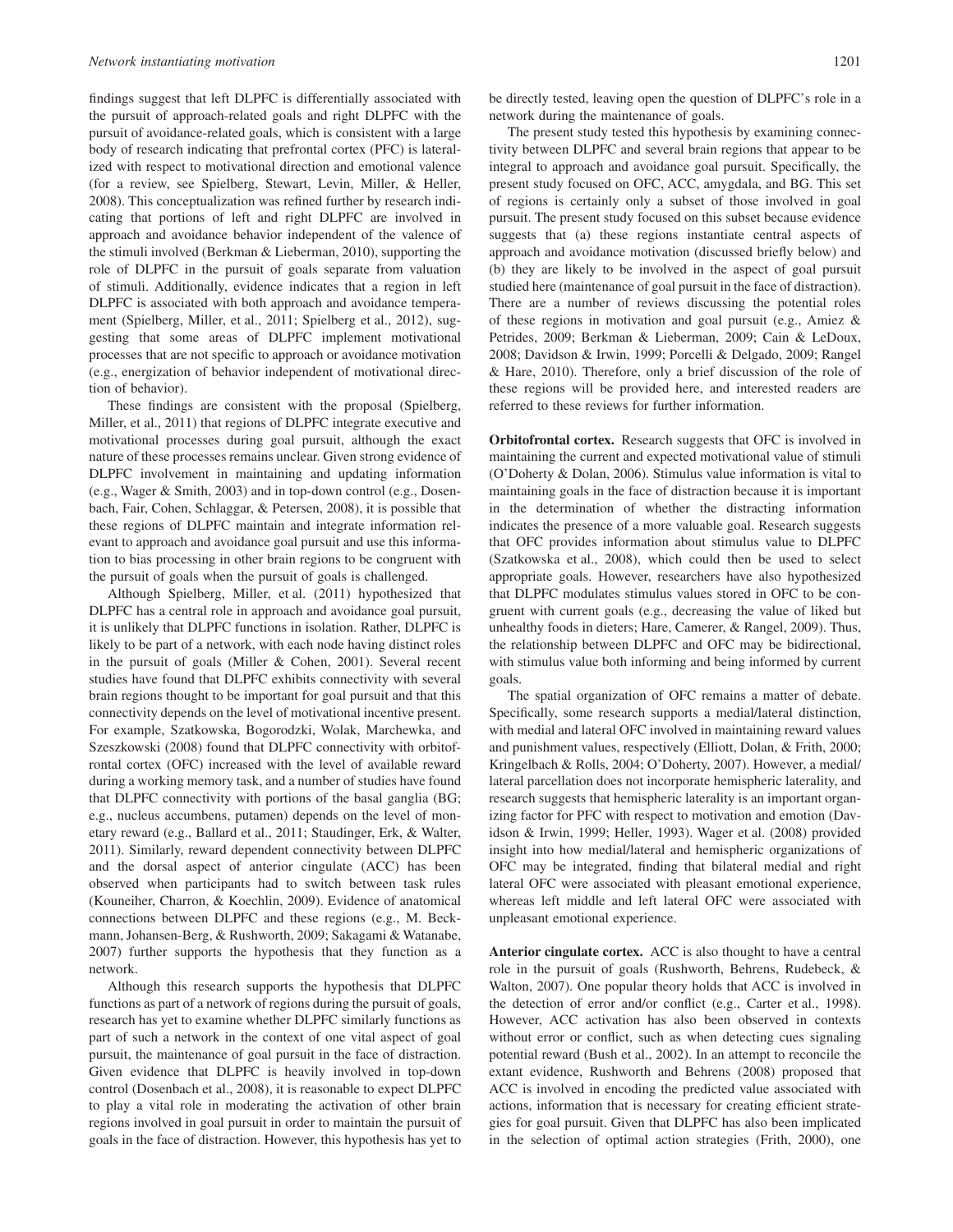findings suggest that left DLPFC is differentially associated with the pursuit of approach-related goals and right DLPFC with the pursuit of avoidance-related goals, which is consistent with a large body of research indicating that prefrontal cortex (PFC) is lateralized with respect to motivational direction and emotional valence (for a review, see Spielberg, Stewart, Levin, Miller, & Heller, 2008). This conceptualization was refined further by research indicating that portions of left and right DLPFC are involved in approach and avoidance behavior independent of the valence of the stimuli involved (Berkman & Lieberman, 2010), supporting the role of DLPFC in the pursuit of goals separate from valuation of stimuli. Additionally, evidence indicates that a region in left DLPFC is associated with both approach and avoidance temperament (Spielberg, Miller, et al., 2011; Spielberg et al., 2012), suggesting that some areas of DLPFC implement motivational processes that are not specific to approach or avoidance motivation (e.g., energization of behavior independent of motivational direction of behavior).

These findings are consistent with the proposal (Spielberg, Miller, et al., 2011) that regions of DLPFC integrate executive and motivational processes during goal pursuit, although the exact nature of these processes remains unclear. Given strong evidence of DLPFC involvement in maintaining and updating information (e.g., Wager & Smith, 2003) and in top-down control (e.g., Dosenbach, Fair, Cohen, Schlaggar, & Petersen, 2008), it is possible that these regions of DLPFC maintain and integrate information relevant to approach and avoidance goal pursuit and use this information to bias processing in other brain regions to be congruent with the pursuit of goals when the pursuit of goals is challenged.

Although Spielberg, Miller, et al. (2011) hypothesized that DLPFC has a central role in approach and avoidance goal pursuit, it is unlikely that DLPFC functions in isolation. Rather, DLPFC is likely to be part of a network, with each node having distinct roles in the pursuit of goals (Miller & Cohen, 2001). Several recent studies have found that DLPFC exhibits connectivity with several brain regions thought to be important for goal pursuit and that this connectivity depends on the level of motivational incentive present. For example, Szatkowska, Bogorodzki, Wolak, Marchewka, and Szeszkowski (2008) found that DLPFC connectivity with orbitofrontal cortex (OFC) increased with the level of available reward during a working memory task, and a number of studies have found that DLPFC connectivity with portions of the basal ganglia (BG; e.g., nucleus accumbens, putamen) depends on the level of monetary reward (e.g., Ballard et al., 2011; Staudinger, Erk, & Walter, 2011). Similarly, reward dependent connectivity between DLPFC and the dorsal aspect of anterior cingulate (ACC) has been observed when participants had to switch between task rules (Kouneiher, Charron, & Koechlin, 2009). Evidence of anatomical connections between DLPFC and these regions (e.g., M. Beckmann, Johansen-Berg, & Rushworth, 2009; Sakagami & Watanabe, 2007) further supports the hypothesis that they function as a network.

Although this research supports the hypothesis that DLPFC functions as part of a network of regions during the pursuit of goals, research has yet to examine whether DLPFC similarly functions as part of such a network in the context of one vital aspect of goal pursuit, the maintenance of goal pursuit in the face of distraction. Given evidence that DLPFC is heavily involved in top-down control (Dosenbach et al., 2008), it is reasonable to expect DLPFC to play a vital role in moderating the activation of other brain regions involved in goal pursuit in order to maintain the pursuit of goals in the face of distraction. However, this hypothesis has yet to be directly tested, leaving open the question of DLPFC's role in a network during the maintenance of goals.

The present study tested this hypothesis by examining connectivity between DLPFC and several brain regions that appear to be integral to approach and avoidance goal pursuit. Specifically, the present study focused on OFC, ACC, amygdala, and BG. This set of regions is certainly only a subset of those involved in goal pursuit. The present study focused on this subset because evidence suggests that (a) these regions instantiate central aspects of approach and avoidance motivation (discussed briefly below) and (b) they are likely to be involved in the aspect of goal pursuit studied here (maintenance of goal pursuit in the face of distraction). There are a number of reviews discussing the potential roles of these regions in motivation and goal pursuit (e.g., Amiez & Petrides, 2009; Berkman & Lieberman, 2009; Cain & LeDoux, 2008; Davidson & Irwin, 1999; Porcelli & Delgado, 2009; Rangel & Hare, 2010). Therefore, only a brief discussion of the role of these regions will be provided here, and interested readers are referred to these reviews for further information.

**Orbitofrontal cortex.** Research suggests that OFC is involved in maintaining the current and expected motivational value of stimuli (O'Doherty & Dolan, 2006). Stimulus value information is vital to maintaining goals in the face of distraction because it is important in the determination of whether the distracting information indicates the presence of a more valuable goal. Research suggests that OFC provides information about stimulus value to DLPFC (Szatkowska et al., 2008), which could then be used to select appropriate goals. However, researchers have also hypothesized that DLPFC modulates stimulus values stored in OFC to be congruent with current goals (e.g., decreasing the value of liked but unhealthy foods in dieters; Hare, Camerer, & Rangel, 2009). Thus, the relationship between DLPFC and OFC may be bidirectional, with stimulus value both informing and being informed by current goals.

The spatial organization of OFC remains a matter of debate. Specifically, some research supports a medial/lateral distinction, with medial and lateral OFC involved in maintaining reward values and punishment values, respectively (Elliott, Dolan, & Frith, 2000; Kringelbach & Rolls, 2004; O'Doherty, 2007). However, a medial/lateral parcellation does not incorporate hemispheric laterality, and research suggests that hemispheric laterality is an important organizing factor for PFC with respect to motivation and emotion (Davidson & Irwin, 1999; Heller, 1993). Wager et al. (2008) provided insight into how medial/lateral and hemispheric organizations of OFC may be integrated, finding that bilateral medial and right lateral OFC were associated with pleasant emotional experience, whereas left middle and left lateral OFC were associated with unpleasant emotional experience.

**Anterior cingulate cortex.** ACC is also thought to have a central role in the pursuit of goals (Rushworth, Behrens, Rudebeck, & Walton, 2007). One popular theory holds that ACC is involved in the detection of error and/or conflict (e.g., Carter et al., 1998). However, ACC activation has also been observed in contexts without error or conflict, such as when detecting cues signaling potential reward (Bush et al., 2002). In an attempt to reconcile the extant evidence, Rushworth and Behrens (2008) proposed that ACC is involved in encoding the predicted value associated with actions, information that is necessary for creating efficient strategies for goal pursuit. Given that DLPFC has also been implicated in the selection of optimal action strategies (Frith, 2000), one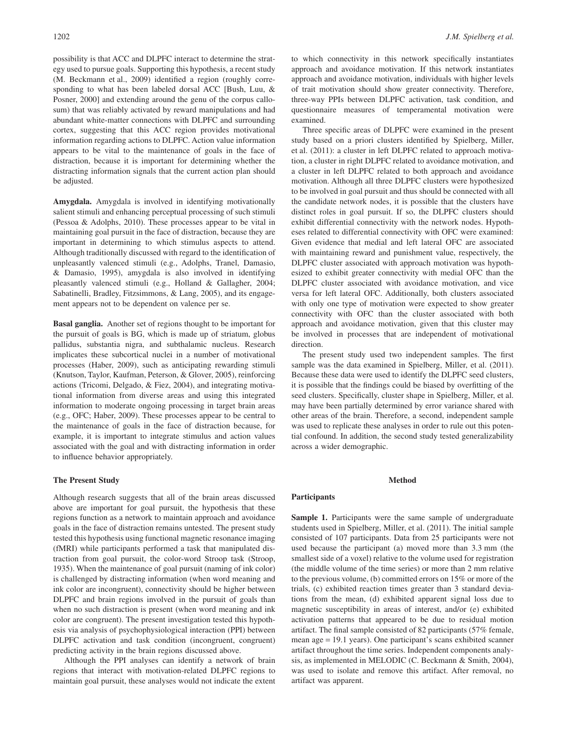possibility is that ACC and DLPFC interact to determine the strategy used to pursue goals. Supporting this hypothesis, a recent study (M. Beckmann et al., 2009) identified a region (roughly corresponding to what has been labeled dorsal ACC [Bush, Luu, & Posner, 2000] and extending around the genu of the corpus callosum) that was reliably activated by reward manipulations and had abundant white-matter connections with DLPFC and surrounding cortex, suggesting that this ACC region provides motivational information regarding actions to DLPFC. Action value information appears to be vital to the maintenance of goals in the face of distraction, because it is important for determining whether the distracting information signals that the current action plan should be adjusted.

**Amygdala.** Amygdala is involved in identifying motivationally salient stimuli and enhancing perceptual processing of such stimuli (Pessoa & Adolphs, 2010). These processes appear to be vital in maintaining goal pursuit in the face of distraction, because they are important in determining to which stimulus aspects to attend. Although traditionally discussed with regard to the identification of unpleasantly valenced stimuli (e.g., Adolphs, Tranel, Damasio, & Damasio, 1995), amygdala is also involved in identifying pleasantly valenced stimuli (e.g., Holland & Gallagher, 2004; Sabatinelli, Bradley, Fitzsimmons, & Lang, 2005), and its engagement appears not to be dependent on valence per se.

**Basal ganglia.** Another set of regions thought to be important for the pursuit of goals is BG, which is made up of striatum, globus pallidus, substantia nigra, and subthalamic nucleus. Research implicates these subcortical nuclei in a number of motivational processes (Haber, 2009), such as anticipating rewarding stimuli (Knutson, Taylor, Kaufman, Peterson, & Glover, 2005), reinforcing actions (Tricomi, Delgado, & Fiez, 2004), and integrating motivational information from diverse areas and using this integrated information to moderate ongoing processing in target brain areas (e.g., OFC; Haber, 2009). These processes appear to be central to the maintenance of goals in the face of distraction because, for example, it is important to integrate stimulus and action values associated with the goal and with distracting information in order to influence behavior appropriately.

### The Present Study

Although research suggests that all of the brain areas discussed above are important for goal pursuit, the hypothesis that these regions function as a network to maintain approach and avoidance goals in the face of distraction remains untested. The present study tested this hypothesis using functional magnetic resonance imaging (fMRI) while participants performed a task that manipulated distraction from goal pursuit, the color-word Stroop task (Stroop, 1935). When the maintenance of goal pursuit (naming of ink color) is challenged by distracting information (when word meaning and ink color are incongruent), connectivity should be higher between DLPFC and brain regions involved in the pursuit of goals than when no such distraction is present (when word meaning and ink color are congruent). The present investigation tested this hypothesis via analysis of psychophysiological interaction (PPI) between DLPFC activation and task condition (incongruent, congruent) predicting activity in the brain regions discussed above.

Although the PPI analyses can identify a network of brain regions that interact with motivation-related DLPFC regions to maintain goal pursuit, these analyses would not indicate the extent to which connectivity in this network specifically instantiates approach and avoidance motivation. If this network instantiates approach and avoidance motivation, individuals with higher levels of trait motivation should show greater connectivity. Therefore, three-way PPIs between DLPFC activation, task condition, and questionnaire measures of temperamental motivation were examined.

Three specific areas of DLPFC were examined in the present study based on a priori clusters identified by Spielberg, Miller, et al. (2011): a cluster in left DLPFC related to approach motivation, a cluster in right DLPFC related to avoidance motivation, and a cluster in left DLPFC related to both approach and avoidance motivation. Although all three DLPFC clusters were hypothesized to be involved in goal pursuit and thus should be connected with all the candidate network nodes, it is possible that the clusters have distinct roles in goal pursuit. If so, the DLPFC clusters should exhibit differential connectivity with the network nodes. Hypotheses related to differential connectivity with OFC were examined: Given evidence that medial and left lateral OFC are associated with maintaining reward and punishment value, respectively, the DLPFC cluster associated with approach motivation was hypothesized to exhibit greater connectivity with medial OFC than the DLPFC cluster associated with avoidance motivation, and vice versa for left lateral OFC. Additionally, both clusters associated with only one type of motivation were expected to show greater connectivity with OFC than the cluster associated with both approach and avoidance motivation, given that this cluster may be involved in processes that are independent of motivational direction.

The present study used two independent samples. The first sample was the data examined in Spielberg, Miller, et al. (2011). Because these data were used to identify the DLPFC seed clusters, it is possible that the findings could be biased by overfitting of the seed clusters. Specifically, cluster shape in Spielberg, Miller, et al. may have been partially determined by error variance shared with other areas of the brain. Therefore, a second, independent sample was used to replicate these analyses in order to rule out this potential confound. In addition, the second study tested generalizability across a wider demographic.

## Method

### Participants

**Sample 1.** Participants were the same sample of undergraduate students used in Spielberg, Miller, et al. (2011). The initial sample consisted of 107 participants. Data from 25 participants were not used because the participant (a) moved more than 3.3 mm (the smallest side of a voxel) relative to the volume used for registration (the middle volume of the time series) or more than 2 mm relative to the previous volume, (b) committed errors on 15% or more of the trials, (c) exhibited reaction times greater than 3 standard deviations from the mean, (d) exhibited apparent signal loss due to magnetic susceptibility in areas of interest, and/or (e) exhibited activation patterns that appeared to be due to residual motion artifact. The final sample consisted of 82 participants (57% female, mean age = 19.1 years). One participant's scans exhibited scanner artifact throughout the time series. Independent components analysis, as implemented in MELODIC (C. Beckmann & Smith, 2004), was used to isolate and remove this artifact. After removal, no artifact was apparent.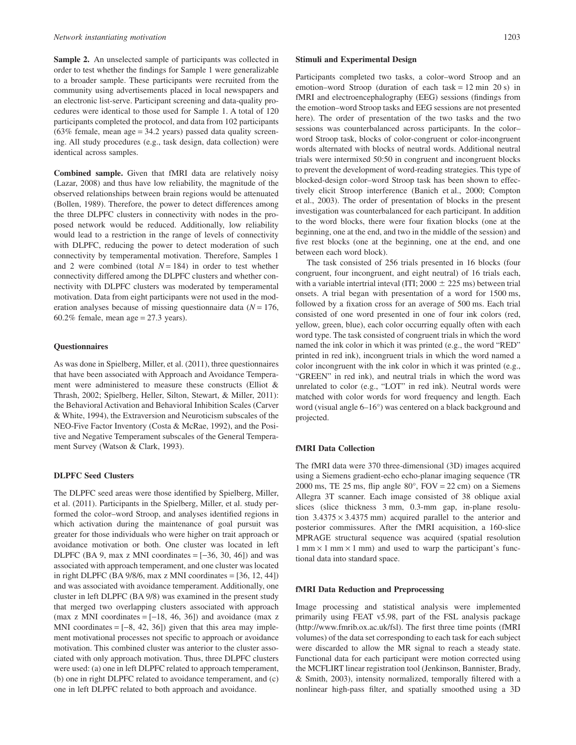**Sample 2.** An unselected sample of participants was collected in order to test whether the findings for Sample 1 were generalizable to a broader sample. These participants were recruited from the community using advertisements placed in local newspapers and an electronic list-serve. Participant screening and data-quality procedures were identical to those used for Sample 1. A total of 120 participants completed the protocol, and data from 102 participants (63% female, mean age = 34.2 years) passed data quality screening. All study procedures (e.g., task design, data collection) were identical across samples.

**Combined sample.** Given that fMRI data are relatively noisy (Lazar, 2008) and thus have low reliability, the magnitude of the observed relationships between brain regions would be attenuated (Bollen, 1989). Therefore, the power to detect differences among the three DLPFC clusters in connectivity with nodes in the proposed network would be reduced. Additionally, low reliability would lead to a restriction in the range of levels of connectivity with DLPFC, reducing the power to detect moderation of such connectivity by temperamental motivation. Therefore, Samples 1 and 2 were combined (total $N = 184$) in order to test whether connectivity differed among the DLPFC clusters and whether connectivity with DLPFC clusters was moderated by temperamental motivation. Data from eight participants were not used in the moderation analyses because of missing questionnaire data ($N = 176$, 60.2% female, mean age = 27.3 years).

### Questionnaires

As was done in Spielberg, Miller, et al. (2011), three questionnaires that have been associated with Approach and Avoidance Temperament were administered to measure these constructs (Elliot & Thrash, 2002; Spielberg, Heller, Silton, Stewart, & Miller, 2011): the Behavioral Activation and Behavioral Inhibition Scales (Carver & White, 1994), the Extraversion and Neuroticism subscales of the NEO-Five Factor Inventory (Costa & McRae, 1992), and the Positive and Negative Temperament subscales of the General Temperament Survey (Watson & Clark, 1993).

### DLPFC Seed Clusters

The DLPFC seed areas were those identified by Spielberg, Miller, et al. (2011). Participants in the Spielberg, Miller, et al. study performed the color–word Stroop, and analyses identified regions in which activation during the maintenance of goal pursuit was greater for those individuals who were higher on trait approach or avoidance motivation or both. One cluster was located in left DLPFC (BA 9, max z MNI coordinates = [−36, 30, 46]) and was associated with approach temperament, and one cluster was located in right DLPFC (BA 9/8/6, max z MNI coordinates = [36, 12, 44]) and was associated with avoidance temperament. Additionally, one cluster in left DLPFC (BA 9/8) was examined in the present study that merged two overlapping clusters associated with approach (max z MNI coordinates = [−18, 46, 36]) and avoidance (max z MNI coordinates = [−8, 42, 36]) given that this area may implement motivational processes not specific to approach or avoidance motivation. This combined cluster was anterior to the cluster associated with only approach motivation. Thus, three DLPFC clusters were used: (a) one in left DLPFC related to approach temperament, (b) one in right DLPFC related to avoidance temperament, and (c) one in left DLPFC related to both approach and avoidance.

### Stimuli and Experimental Design

Participants completed two tasks, a color–word Stroop and an emotion–word Stroop (duration of each task = 12 min 20 s) in fMRI and electroencephalography (EEG) sessions (findings from the emotion–word Stroop tasks and EEG sessions are not presented here). The order of presentation of the two tasks and the two sessions was counterbalanced across participants. In the color–word Stroop task, blocks of color-congruent or color-incongruent words alternated with blocks of neutral words. Additional neutral trials were intermixed 50:50 in congruent and incongruent blocks to prevent the development of word-reading strategies. This type of blocked-design color–word Stroop task has been shown to effectively elicit Stroop interference (Banich et al., 2000; Compton et al., 2003). The order of presentation of blocks in the present investigation was counterbalanced for each participant. In addition to the word blocks, there were four fixation blocks (one at the beginning, one at the end, and two in the middle of the session) and five rest blocks (one at the beginning, one at the end, and one between each word block).

The task consisted of 256 trials presented in 16 blocks (four congruent, four incongruent, and eight neutral) of 16 trials each, with a variable intertrial inteval (ITI; 2000 ± 225 ms) between trial onsets. A trial began with presentation of a word for 1500 ms, followed by a fixation cross for an average of 500 ms. Each trial consisted of one word presented in one of four ink colors (red, yellow, green, blue), each color occurring equally often with each word type. The task consisted of congruent trials in which the word named the ink color in which it was printed (e.g., the word "RED" printed in red ink), incongruent trials in which the word named a color incongruent with the ink color in which it was printed (e.g., "GREEN" in red ink), and neutral trials in which the word was unrelated to color (e.g., "LOT" in red ink). Neutral words were matched with color words for word frequency and length. Each word (visual angle 6–16°) was centered on a black background and projected.

### fMRI Data Collection

The fMRI data were 370 three-dimensional (3D) images acquired using a Siemens gradient-echo echo-planar imaging sequence (TR 2000 ms, TE 25 ms, flip angle 80°, FOV = 22 cm) on a Siemens Allegra 3T scanner. Each image consisted of 38 oblique axial slices (slice thickness 3 mm, 0.3-mm gap, in-plane resolution $3.4375 \times 3.4375$ mm) acquired parallel to the anterior and posterior commissures. After the fMRI acquisition, a 160-slice MPRAGE structural sequence was acquired (spatial resolution $1\ \text{mm} \times 1\ \text{mm} \times 1\ \text{mm}$) and used to warp the participant's functional data into standard space.

### fMRI Data Reduction and Preprocessing

Image processing and statistical analysis were implemented primarily using FEAT v5.98, part of the FSL analysis package (http://www.fmrib.ox.ac.uk/fsl). The first three time points (fMRI volumes) of the data set corresponding to each task for each subject were discarded to allow the MR signal to reach a steady state. Functional data for each participant were motion corrected using the MCFLIRT linear registration tool (Jenkinson, Bannister, Brady, & Smith, 2003), intensity normalized, temporally filtered with a nonlinear high-pass filter, and spatially smoothed using a 3D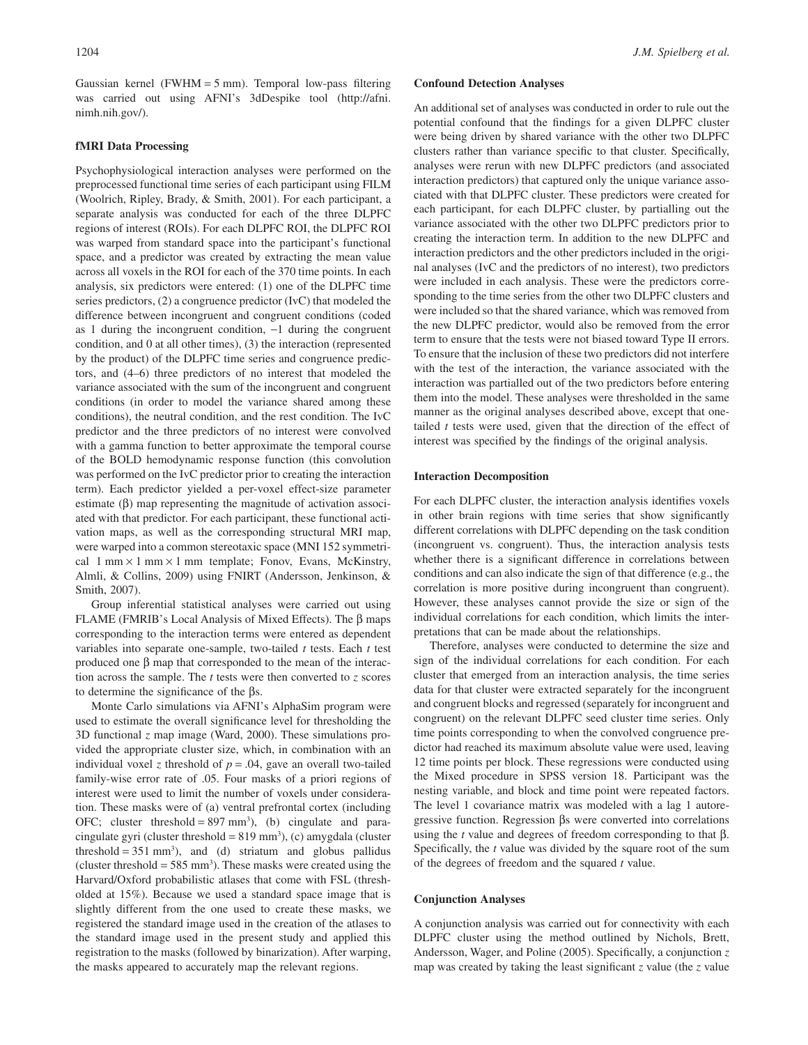Gaussian kernel (FWHM = 5 mm). Temporal low-pass filtering was carried out using AFNI's 3dDespike tool (http://afni.nimh.nih.gov/).

### fMRI Data Processing

Psychophysiological interaction analyses were performed on the preprocessed functional time series of each participant using FILM (Woolrich, Ripley, Brady, & Smith, 2001). For each participant, a separate analysis was conducted for each of the three DLPFC regions of interest (ROIs). For each DLPFC ROI, the DLPFC ROI was warped from standard space into the participant's functional space, and a predictor was created by extracting the mean value across all voxels in the ROI for each of the 370 time points. In each analysis, six predictors were entered: (1) one of the DLPFC time series predictors, (2) a congruence predictor (IvC) that modeled the difference between incongruent and congruent conditions (coded as 1 during the incongruent condition, −1 during the congruent condition, and 0 at all other times), (3) the interaction (represented by the product) of the DLPFC time series and congruence predictors, and (4–6) three predictors of no interest that modeled the variance associated with the sum of the incongruent and congruent conditions (in order to model the variance shared among these conditions), the neutral condition, and the rest condition. The IvC predictor and the three predictors of no interest were convolved with a gamma function to better approximate the temporal course of the BOLD hemodynamic response function (this convolution was performed on the IvC predictor prior to creating the interaction term). Each predictor yielded a per-voxel effect-size parameter estimate (β) map representing the magnitude of activation associated with that predictor. For each participant, these functional activation maps, as well as the corresponding structural MRI map, were warped into a common stereotaxic space (MNI 152 symmetrical 1 mm × 1 mm × 1 mm template; Fonov, Evans, McKinstry, Almli, & Collins, 2009) using FNIRT (Andersson, Jenkinson, & Smith, 2007).

Group inferential statistical analyses were carried out using FLAME (FMRIB's Local Analysis of Mixed Effects). The β maps corresponding to the interaction terms were entered as dependent variables into separate one-sample, two-tailed *t* tests. Each *t* test produced one β map that corresponded to the mean of the interaction across the sample. The *t* tests were then converted to *z* scores to determine the significance of the βs.

Monte Carlo simulations via AFNI's AlphaSim program were used to estimate the overall significance level for thresholding the 3D functional *z* map image (Ward, 2000). These simulations provided the appropriate cluster size, which, in combination with an individual voxel *z* threshold of $p = .04$, gave an overall two-tailed family-wise error rate of .05. Four masks of a priori regions of interest were used to limit the number of voxels under consideration. These masks were of (a) ventral prefrontal cortex (including OFC; cluster threshold = 897 mm$^3$), (b) cingulate and paracingulate gyri (cluster threshold = 819 mm$^3$), (c) amygdala (cluster threshold = 351 mm$^3$), and (d) striatum and globus pallidus (cluster threshold = 585 mm$^3$). These masks were created using the Harvard/Oxford probabilistic atlases that come with FSL (thresholded at 15%). Because we used a standard space image that is slightly different from the one used to create these masks, we registered the standard image used in the creation of the atlases to the standard image used in the present study and applied this registration to the masks (followed by binarization). After warping, the masks appeared to accurately map the relevant regions.

### Confound Detection Analyses

An additional set of analyses was conducted in order to rule out the potential confound that the findings for a given DLPFC cluster were being driven by shared variance with the other two DLPFC clusters rather than variance specific to that cluster. Specifically, analyses were rerun with new DLPFC predictors (and associated interaction predictors) that captured only the unique variance associated with that DLPFC cluster. These predictors were created for each participant, for each DLPFC cluster, by partialling out the variance associated with the other two DLPFC predictors prior to creating the interaction term. In addition to the new DLPFC and interaction predictors and the other predictors included in the original analyses (IvC and the predictors of no interest), two predictors were included in each analysis. These were the predictors corresponding to the time series from the other two DLPFC clusters and were included so that the shared variance, which was removed from the new DLPFC predictor, would also be removed from the error term to ensure that the tests were not biased toward Type II errors. To ensure that the inclusion of these two predictors did not interfere with the test of the interaction, the variance associated with the interaction was partialled out of the two predictors before entering them into the model. These analyses were thresholded in the same manner as the original analyses described above, except that one-tailed *t* tests were used, given that the direction of the effect of interest was specified by the findings of the original analysis.

### Interaction Decomposition

For each DLPFC cluster, the interaction analysis identifies voxels in other brain regions with time series that show significantly different correlations with DLPFC depending on the task condition (incongruent vs. congruent). Thus, the interaction analysis tests whether there is a significant difference in correlations between conditions and can also indicate the sign of that difference (e.g., the correlation is more positive during incongruent than congruent). However, these analyses cannot provide the size or sign of the individual correlations for each condition, which limits the interpretations that can be made about the relationships.

Therefore, analyses were conducted to determine the size and sign of the individual correlations for each condition. For each cluster that emerged from an interaction analysis, the time series data for that cluster were extracted separately for the incongruent and congruent blocks and regressed (separately for incongruent and congruent) on the relevant DLPFC seed cluster time series. Only time points corresponding to when the convolved congruence predictor had reached its maximum absolute value were used, leaving 12 time points per block. These regressions were conducted using the Mixed procedure in SPSS version 18. Participant was the nesting variable, and block and time point were repeated factors. The level 1 covariance matrix was modeled with a lag 1 autoregressive function. Regression βs were converted into correlations using the *t* value and degrees of freedom corresponding to that β. Specifically, the *t* value was divided by the square root of the sum of the degrees of freedom and the squared *t* value.

### Conjunction Analyses

A conjunction analysis was carried out for connectivity with each DLPFC cluster using the method outlined by Nichols, Brett, Andersson, Wager, and Poline (2005). Specifically, a conjunction *z* map was created by taking the least significant *z* value (the *z* value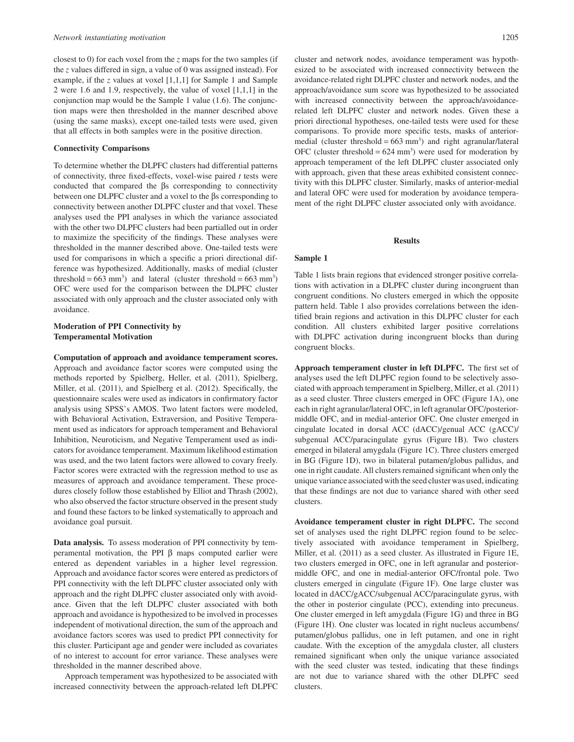closest to 0) for each voxel from the *z* maps for the two samples (if the *z* values differed in sign, a value of 0 was assigned instead). For example, if the *z* values at voxel [1,1,1] for Sample 1 and Sample 2 were 1.6 and 1.9, respectively, the value of voxel [1,1,1] in the conjunction map would be the Sample 1 value (1.6). The conjunction maps were then thresholded in the manner described above (using the same masks), except one-tailed tests were used, given that all effects in both samples were in the positive direction.

### Connectivity Comparisons

To determine whether the DLPFC clusters had differential patterns of connectivity, three fixed-effects, voxel-wise paired *t* tests were conducted that compared the βs corresponding to connectivity between one DLPFC cluster and a voxel to the βs corresponding to connectivity between another DLPFC cluster and that voxel. These analyses used the PPI analyses in which the variance associated with the other two DLPFC clusters had been partialled out in order to maximize the specificity of the findings. These analyses were thresholded in the manner described above. One-tailed tests were used for comparisons in which a specific a priori directional difference was hypothesized. Additionally, masks of medial (cluster threshold = 663 mm$^3$) and lateral (cluster threshold = 663 mm$^3$) OFC were used for the comparison between the DLPFC cluster associated with only approach and the cluster associated only with avoidance.

### Moderation of PPI Connectivity by Temperamental Motivation

**Computation of approach and avoidance temperament scores.** Approach and avoidance factor scores were computed using the methods reported by Spielberg, Heller, et al. (2011), Spielberg, Miller, et al. (2011), and Spielberg et al. (2012). Specifically, the questionnaire scales were used as indicators in confirmatory factor analysis using SPSS's AMOS. Two latent factors were modeled, with Behavioral Activation, Extraversion, and Positive Temperament used as indicators for approach temperament and Behavioral Inhibition, Neuroticism, and Negative Temperament used as indicators for avoidance temperament. Maximum likelihood estimation was used, and the two latent factors were allowed to covary freely. Factor scores were extracted with the regression method to use as measures of approach and avoidance temperament. These procedures closely follow those established by Elliot and Thrash (2002), who also observed the factor structure observed in the present study and found these factors to be linked systematically to approach and avoidance goal pursuit.

**Data analysis.** To assess moderation of PPI connectivity by temperamental motivation, the PPI β maps computed earlier were entered as dependent variables in a higher level regression. Approach and avoidance factor scores were entered as predictors of PPI connectivity with the left DLPFC cluster associated only with approach and the right DLPFC cluster associated only with avoidance. Given that the left DLPFC cluster associated with both approach and avoidance is hypothesized to be involved in processes independent of motivational direction, the sum of the approach and avoidance factors scores was used to predict PPI connectivity for this cluster. Participant age and gender were included as covariates of no interest to account for error variance. These analyses were thresholded in the manner described above.

Approach temperament was hypothesized to be associated with increased connectivity between the approach-related left DLPFC cluster and network nodes, avoidance temperament was hypothesized to be associated with increased connectivity between the avoidance-related right DLPFC cluster and network nodes, and the approach/avoidance sum score was hypothesized to be associated with increased connectivity between the approach/avoidance-related left DLPFC cluster and network nodes. Given these a priori directional hypotheses, one-tailed tests were used for these comparisons. To provide more specific tests, masks of anterior-medial (cluster threshold = 663 mm$^3$) and right agranular/lateral OFC (cluster threshold = 624 mm$^3$) were used for moderation by approach temperament of the left DLPFC cluster associated only with approach, given that these areas exhibited consistent connectivity with this DLPFC cluster. Similarly, masks of anterior-medial and lateral OFC were used for moderation by avoidance temperament of the right DLPFC cluster associated only with avoidance.

## Results

### Sample 1

Table 1 lists brain regions that evidenced stronger positive correlations with activation in a DLPFC cluster during incongruent than congruent conditions. No clusters emerged in which the opposite pattern held. Table 1 also provides correlations between the identified brain regions and activation in this DLPFC cluster for each condition. All clusters exhibited larger positive correlations with DLPFC activation during incongruent blocks than during congruent blocks.

**Approach temperament cluster in left DLPFC.** The first set of analyses used the left DLPFC region found to be selectively associated with approach temperament in Spielberg, Miller, et al. (2011) as a seed cluster. Three clusters emerged in OFC (Figure 1A), one each in right agranular/lateral OFC, in left agranular OFC/posterior-middle OFC, and in medial-anterior OFC. One cluster emerged in cingulate located in dorsal ACC (dACC)/genual ACC (gACC)/ subgenual ACC/paracingulate gyrus (Figure 1B). Two clusters emerged in bilateral amygdala (Figure 1C). Three clusters emerged in BG (Figure 1D), two in bilateral putamen/globus pallidus, and one in right caudate. All clusters remained significant when only the unique variance associated with the seed cluster was used, indicating that these findings are not due to variance shared with other seed clusters.

**Avoidance temperament cluster in right DLPFC.** The second set of analyses used the right DLPFC region found to be selectively associated with avoidance temperament in Spielberg, Miller, et al. (2011) as a seed cluster. As illustrated in Figure 1E, two clusters emerged in OFC, one in left agranular and posterior-middle OFC, and one in medial-anterior OFC/frontal pole. Two clusters emerged in cingulate (Figure 1F). One large cluster was located in dACC/gACC/subgenual ACC/paracingulate gyrus, with the other in posterior cingulate (PCC), extending into precuneus. One cluster emerged in left amygdala (Figure 1G) and three in BG (Figure 1H). One cluster was located in right nucleus accumbens/ putamen/globus pallidus, one in left putamen, and one in right caudate. With the exception of the amygdala cluster, all clusters remained significant when only the unique variance associated with the seed cluster was tested, indicating that these findings are not due to variance shared with the other DLPFC seed clusters.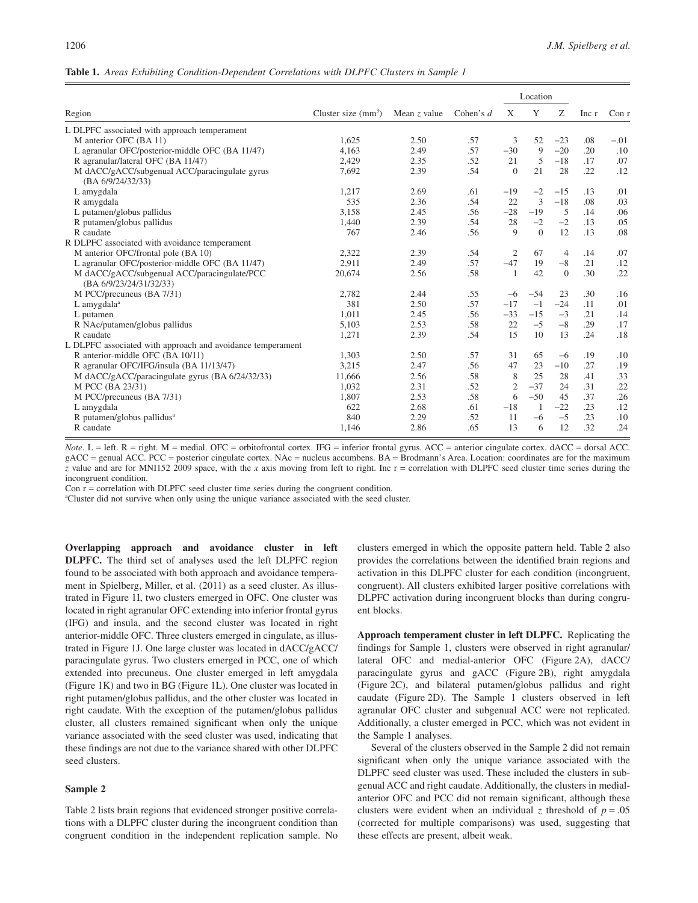**Table 1.** *Areas Exhibiting Condition-Dependent Correlations with DLPFC Clusters in Sample 1*

| Region | Cluster size (mm$^3$) | Mean *z* value | Cohen's *d* | Location X | Location Y | Location Z | Inc r | Con r |
|---|---|---|---|---|---|---|---|---|
| L DLPFC associated with approach temperament | | | | | | | | |
| M anterior OFC (BA 11) | 1,625 | 2.50 | .57 | 3 | 52 | −23 | .08 | −.01 |
| L agranular OFC/posterior-middle OFC (BA 11/47) | 4,163 | 2.49 | .57 | −30 | 9 | −20 | .20 | .10 |
| R agranular/lateral OFC (BA 11/47) | 2,429 | 2.35 | .52 | 21 | 5 | −18 | .17 | .07 |
| M dACC/gACC/subgenual ACC/paracingulate gyrus (BA 6/9/24/32/33) | 7,692 | 2.39 | .54 | 0 | 21 | 28 | .22 | .12 |
| L amygdala | 1,217 | 2.69 | .61 | −19 | −2 | −15 | .13 | .01 |
| R amygdala | 535 | 2.36 | .54 | 22 | 3 | −18 | .08 | .03 |
| L putamen/globus pallidus | 3,158 | 2.45 | .56 | −28 | −19 | 5 | .14 | .06 |
| R putamen/globus pallidus | 1,440 | 2.39 | .54 | 28 | −2 | −2 | .13 | .05 |
| R caudate | 767 | 2.46 | .56 | 9 | 0 | 12 | .13 | .08 |
| R DLPFC associated with avoidance temperament | | | | | | | | |
| M anterior OFC/frontal pole (BA 10) | 2,322 | 2.39 | .54 | 2 | 67 | 4 | .14 | .07 |
| L agranular OFC/posterior-middle OFC (BA 11/47) | 2,911 | 2.49 | .57 | −47 | 19 | −8 | .21 | .12 |
| M dACC/gACC/subgenual ACC/paracingulate/PCC (BA 6/9/23/24/31/32/33) | 20,674 | 2.56 | .58 | 1 | 42 | 0 | .30 | .22 |
| M PCC/precuneus (BA 7/31) | 2,782 | 2.44 | .55 | −6 | −54 | 23 | .30 | .16 |
| L amygdala[a] | 381 | 2.50 | .57 | −17 | −1 | −24 | .11 | .01 |
| L putamen | 1,011 | 2.45 | .56 | −33 | −15 | −3 | .21 | .14 |
| R NAc/putamen/globus pallidus | 5,103 | 2.53 | .58 | 22 | −5 | −8 | .29 | .17 |
| R caudate | 1,271 | 2.39 | .54 | 15 | 10 | 13 | .24 | .18 |
| L DLPFC associated with approach and avoidance temperament | | | | | | | | |
| R anterior-middle OFC (BA 10/11) | 1,303 | 2.50 | .57 | 31 | 65 | −6 | .19 | .10 |
| R agranular OFC/IFG/insula (BA 11/13/47) | 3,215 | 2.47 | .56 | 47 | 23 | −10 | .27 | .19 |
| M dACC/gACC/paracingulate gyrus (BA 6/24/32/33) | 11,666 | 2.56 | .58 | 8 | 25 | 28 | .41 | .33 |
| M PCC (BA 23/31) | 1,032 | 2.31 | .52 | 2 | −37 | 24 | .31 | .22 |
| M PCC/precuneus (BA 7/31) | 1,807 | 2.53 | .58 | 6 | −50 | 45 | .37 | .26 |
| L amygdala | 622 | 2.68 | .61 | −18 | 1 | −22 | .23 | .12 |
| R putamen/globus pallidus[a] | 840 | 2.29 | .52 | 11 | −6 | −5 | .23 | .10 |
| R caudate | 1,146 | 2.86 | .65 | 13 | 6 | 12 | .32 | .24 |

*Note*. L = left. R = right. M = medial. OFC = orbitofrontal cortex. IFG = inferior frontal gyrus. ACC = anterior cingulate cortex. dACC = dorsal ACC. gACC = genual ACC. PCC = posterior cingulate cortex. NAc = nucleus accumbens. BA = Brodmann's Area. Location: coordinates are for the maximum *z* value and are for MNI152 2009 space, with the *x* axis moving from left to right. Inc r = correlation with DLPFC seed cluster time series during the incongruent condition.

Con r = correlation with DLPFC seed cluster time series during the congruent condition.

[a]Cluster did not survive when only using the unique variance associated with the seed cluster.

**Overlapping approach and avoidance cluster in left DLPFC.** The third set of analyses used the left DLPFC region found to be associated with both approach and avoidance temperament in Spielberg, Miller, et al. (2011) as a seed cluster. As illustrated in Figure 1I, two clusters emerged in OFC. One cluster was located in right agranular OFC extending into inferior frontal gyrus (IFG) and insula, and the second cluster was located in right anterior-middle OFC. Three clusters emerged in cingulate, as illustrated in Figure 1J. One large cluster was located in dACC/gACC/paracingulate gyrus. Two clusters emerged in PCC, one of which extended into precuneus. One cluster emerged in left amygdala (Figure 1K) and two in BG (Figure 1L). One cluster was located in right putamen/globus pallidus, and the other cluster was located in right caudate. With the exception of the putamen/globus pallidus cluster, all clusters remained significant when only the unique variance associated with the seed cluster was used, indicating that these findings are not due to the variance shared with other DLPFC seed clusters.

### Sample 2

Table 2 lists brain regions that evidenced stronger positive correlations with a DLPFC cluster during the incongruent condition than congruent condition in the independent replication sample. No clusters emerged in which the opposite pattern held. Table 2 also provides the correlations between the identified brain regions and activation in this DLPFC cluster for each condition (incongruent, congruent). All clusters exhibited larger positive correlations with DLPFC activation during incongruent blocks than during congruent blocks.

**Approach temperament cluster in left DLPFC.** Replicating the findings for Sample 1, clusters were observed in right agranular/lateral OFC and medial-anterior OFC (Figure 2A), dACC/paracingulate gyrus and gACC (Figure 2B), right amygdala (Figure 2C), and bilateral putamen/globus pallidus and right caudate (Figure 2D). The Sample 1 clusters observed in left agranular OFC cluster and subgenual ACC were not replicated. Additionally, a cluster emerged in PCC, which was not evident in the Sample 1 analyses.

Several of the clusters observed in the Sample 2 did not remain significant when only the unique variance associated with the DLPFC seed cluster was used. These included the clusters in subgenual ACC and right caudate. Additionally, the clusters in medial-anterior OFC and PCC did not remain significant, although these clusters were evident when an individual *z* threshold of $p = .05$ (corrected for multiple comparisons) was used, suggesting that these effects are present, albeit weak.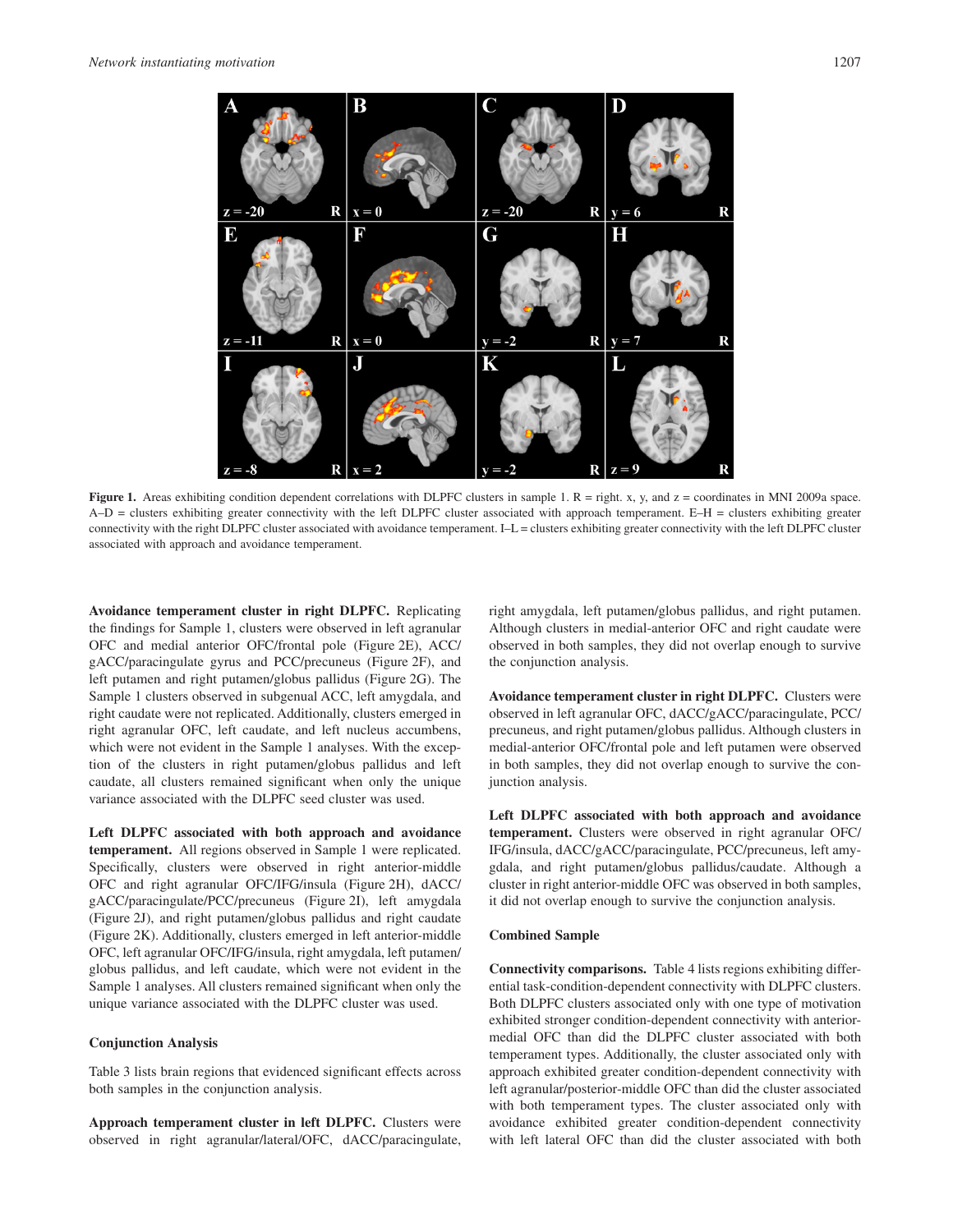**Figure 1.** Areas exhibiting condition dependent correlations with DLPFC clusters in sample 1. R = right. x, y, and z = coordinates in MNI 2009a space. A–D = clusters exhibiting greater connectivity with the left DLPFC cluster associated with approach temperament. E–H = clusters exhibiting greater connectivity with the right DLPFC cluster associated with avoidance temperament. I–L = clusters exhibiting greater connectivity with the left DLPFC cluster associated with approach and avoidance temperament.

**Avoidance temperament cluster in right DLPFC.** Replicating the findings for Sample 1, clusters were observed in left agranular OFC and medial anterior OFC/frontal pole (Figure 2E), ACC/gACC/paracingulate gyrus and PCC/precuneus (Figure 2F), and left putamen and right putamen/globus pallidus (Figure 2G). The Sample 1 clusters observed in subgenual ACC, left amygdala, and right caudate were not replicated. Additionally, clusters emerged in right agranular OFC, left caudate, and left nucleus accumbens, which were not evident in the Sample 1 analyses. With the exception of the clusters in right putamen/globus pallidus and left caudate, all clusters remained significant when only the unique variance associated with the DLPFC seed cluster was used.

**Left DLPFC associated with both approach and avoidance temperament.** All regions observed in Sample 1 were replicated. Specifically, clusters were observed in right anterior-middle OFC and right agranular OFC/IFG/insula (Figure 2H), dACC/gACC/paracingulate/PCC/precuneus (Figure 2I), left amygdala (Figure 2J), and right putamen/globus pallidus and right caudate (Figure 2K). Additionally, clusters emerged in left anterior-middle OFC, left agranular OFC/IFG/insula, right amygdala, left putamen/globus pallidus, and left caudate, which were not evident in the Sample 1 analyses. All clusters remained significant when only the unique variance associated with the DLPFC cluster was used.

### Conjunction Analysis

Table 3 lists brain regions that evidenced significant effects across both samples in the conjunction analysis.

**Approach temperament cluster in left DLPFC.** Clusters were observed in right agranular/lateral/OFC, dACC/paracingulate, right amygdala, left putamen/globus pallidus, and right putamen. Although clusters in medial-anterior OFC and right caudate were observed in both samples, they did not overlap enough to survive the conjunction analysis.

**Avoidance temperament cluster in right DLPFC.** Clusters were observed in left agranular OFC, dACC/gACC/paracingulate, PCC/precuneus, and right putamen/globus pallidus. Although clusters in medial-anterior OFC/frontal pole and left putamen were observed in both samples, they did not overlap enough to survive the conjunction analysis.

**Left DLPFC associated with both approach and avoidance temperament.** Clusters were observed in right agranular OFC/IFG/insula, dACC/gACC/paracingulate, PCC/precuneus, left amygdala, and right putamen/globus pallidus/caudate. Although a cluster in right anterior-middle OFC was observed in both samples, it did not overlap enough to survive the conjunction analysis.

### Combined Sample

**Connectivity comparisons.** Table 4 lists regions exhibiting differential task-condition-dependent connectivity with DLPFC clusters. Both DLPFC clusters associated only with one type of motivation exhibited stronger condition-dependent connectivity with anterior-medial OFC than did the DLPFC cluster associated with both temperament types. Additionally, the cluster associated only with approach exhibited greater condition-dependent connectivity with left agranular/posterior-middle OFC than did the cluster associated with both temperament types. The cluster associated only with avoidance exhibited greater condition-dependent connectivity with left lateral OFC than did the cluster associated with both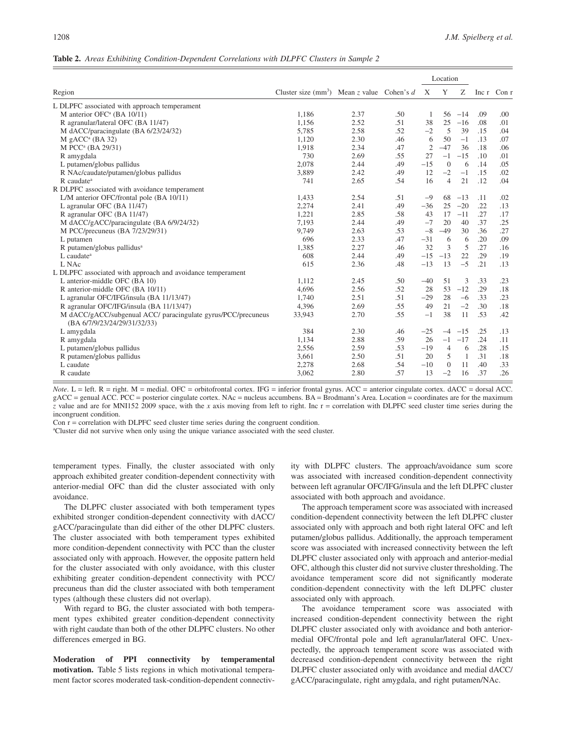**Table 2.** *Areas Exhibiting Condition-Dependent Correlations with DLPFC Clusters in Sample 2*

| Region | Cluster size (mm³) | Mean *z* value | Cohen's *d* | Location X | Location Y | Location Z | Inc r | Con r |
|---|---|---|---|---|---|---|---|---|
| L DLPFC associated with approach temperament | | | | | | | | |
| M anterior OFC[a] (BA 10/11) | 1,186 | 2.37 | .50 | 1 | 56 | −14 | .09 | .00 |
| R agranular/lateral OFC (BA 11/47) | 1,156 | 2.52 | .51 | 38 | 25 | −16 | .08 | .01 |
| M dACC/paracingulate (BA 6/23/24/32) | 5,785 | 2.58 | .52 | −2 | 5 | 39 | .15 | .04 |
| M gACC[a] (BA 32) | 1,120 | 2.30 | .46 | 6 | 50 | −1 | .13 | .07 |
| M PCC[a] (BA 29/31) | 1,918 | 2.34 | .47 | 2 | −47 | 36 | .18 | .06 |
| R amygdala | 730 | 2.69 | .55 | 27 | −1 | −15 | .10 | .01 |
| L putamen/globus pallidus | 2,078 | 2.44 | .49 | −15 | 0 | 6 | .14 | .05 |
| R NAc/caudate/putamen/globus pallidus | 3,889 | 2.42 | .49 | 12 | −2 | −1 | .15 | .02 |
| R caudate[a] | 741 | 2.65 | .54 | 16 | 4 | 21 | .12 | .04 |
| R DLPFC associated with avoidance temperament | | | | | | | | |
| L/M anterior OFC/frontal pole (BA 10/11) | 1,433 | 2.54 | .51 | −9 | 68 | −13 | .11 | .02 |
| L agranular OFC (BA 11/47) | 2,274 | 2.41 | .49 | −36 | 25 | −20 | .22 | .13 |
| R agranular OFC (BA 11/47) | 1,221 | 2.85 | .58 | 43 | 17 | −11 | .27 | .17 |
| M dACC/gACC/paracingulate (BA 6/9/24/32) | 7,193 | 2.44 | .49 | −7 | 20 | 40 | .37 | .25 |
| M PCC/precuneus (BA 7/23/29/31) | 9,749 | 2.63 | .53 | −8 | −49 | 30 | .36 | .27 |
| L putamen | 696 | 2.33 | .47 | −31 | 6 | 6 | .20 | .09 |
| R putamen/globus pallidus[a] | 1,385 | 2.27 | .46 | 32 | 3 | 5 | .27 | .16 |
| L caudate[a] | 608 | 2.44 | .49 | −15 | −13 | 22 | .29 | .19 |
| L NAc | 615 | 2.36 | .48 | −13 | 13 | −5 | .21 | .13 |
| L DLPFC associated with approach and avoidance temperament | | | | | | | | |
| L anterior-middle OFC (BA 10) | 1,112 | 2.45 | .50 | −40 | 51 | 3 | .33 | .23 |
| R anterior-middle OFC (BA 10/11) | 4,696 | 2.56 | .52 | 28 | 53 | −12 | .29 | .18 |
| L agranular OFC/IFG/insula (BA 11/13/47) | 1,740 | 2.51 | .51 | −29 | 28 | −6 | .33 | .23 |
| R agranular OFC/IFG/insula (BA 11/13/47) | 4,396 | 2.69 | .55 | 49 | 21 | −2 | .30 | .18 |
| M dACC/gACC/subgenual ACC/ paracingulate gyrus/PCC/precuneus (BA 6/7/9/23/24/29/31/32/33) | 33,943 | 2.70 | .55 | −1 | 38 | 11 | .53 | .42 |
| L amygdala | 384 | 2.30 | .46 | −25 | −4 | −15 | .25 | .13 |
| R amygdala | 1,134 | 2.88 | .59 | 26 | −1 | −17 | .24 | .11 |
| L putamen/globus pallidus | 2,556 | 2.59 | .53 | −19 | 4 | 6 | .28 | .15 |
| R putamen/globus pallidus | 3,661 | 2.50 | .51 | 20 | 5 | 1 | .31 | .18 |
| L caudate | 2,278 | 2.68 | .54 | −10 | 0 | 11 | .40 | .33 |
| R caudate | 3,062 | 2.80 | .57 | 13 | −2 | 16 | .37 | .26 |

*Note*. L = left. R = right. M = medial. OFC = orbitofrontal cortex. IFG = inferior frontal gyrus. ACC = anterior cingulate cortex. dACC = dorsal ACC. gACC = genual ACC. PCC = posterior cingulate cortex. NAc = nucleus accumbens. BA = Brodmann's Area. Location = coordinates are for the maximum *z* value and are for MNI152 2009 space, with the *x* axis moving from left to right. Inc r = correlation with DLPFC seed cluster time series during the incongruent condition.

Con r = correlation with DLPFC seed cluster time series during the congruent condition.

[a]Cluster did not survive when only using the unique variance associated with the seed cluster.

temperament types. Finally, the cluster associated with only approach exhibited greater condition-dependent connectivity with anterior-medial OFC than did the cluster associated with only avoidance.

The DLPFC cluster associated with both temperament types exhibited stronger condition-dependent connectivity with dACC/gACC/paracingulate than did either of the other DLPFC clusters. The cluster associated with both temperament types exhibited more condition-dependent connectivity with PCC than the cluster associated only with approach. However, the opposite pattern held for the cluster associated with only avoidance, with this cluster exhibiting greater condition-dependent connectivity with PCC/precuneus than did the cluster associated with both temperament types (although these clusters did not overlap).

With regard to BG, the cluster associated with both temperament types exhibited greater condition-dependent connectivity with right caudate than both of the other DLPFC clusters. No other differences emerged in BG.

**Moderation of PPI connectivity by temperamental motivation.** Table 5 lists regions in which motivational temperament factor scores moderated task-condition-dependent connectivity with DLPFC clusters. The approach/avoidance sum score was associated with increased condition-dependent connectivity between left agranular OFC/IFG/insula and the left DLPFC cluster associated with both approach and avoidance.

The approach temperament score was associated with increased condition-dependent connectivity between the left DLPFC cluster associated only with approach and both right lateral OFC and left putamen/globus pallidus. Additionally, the approach temperament score was associated with increased connectivity between the left DLPFC cluster associated only with approach and anterior-medial OFC, although this cluster did not survive cluster thresholding. The avoidance temperament score did not significantly moderate condition-dependent connectivity with the left DLPFC cluster associated only with approach.

The avoidance temperament score was associated with increased condition-dependent connectivity between the right DLPFC cluster associated only with avoidance and both anterior-medial OFC/frontal pole and left agranular/lateral OFC. Unexpectedly, the approach temperament score was associated with decreased condition-dependent connectivity between the right DLPFC cluster associated only with avoidance and medial dACC/gACC/paracingulate, right amygdala, and right putamen/NAc.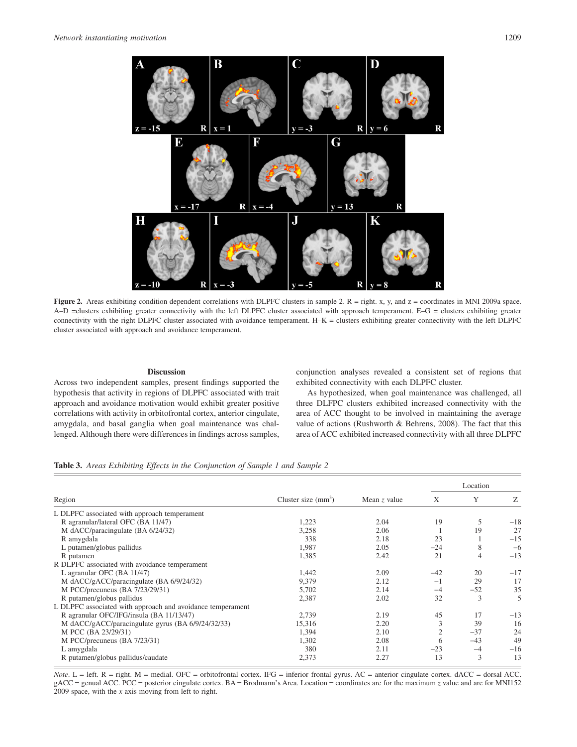**Figure 2.** Areas exhibiting condition dependent correlations with DLPFC clusters in sample 2. R = right. x, y, and z = coordinates in MNI 2009a space. A–D =clusters exhibiting greater connectivity with the left DLPFC cluster associated with approach temperament. E–G = clusters exhibiting greater connectivity with the right DLPFC cluster associated with avoidance temperament. H–K = clusters exhibiting greater connectivity with the left DLPFC cluster associated with approach and avoidance temperament.

## Discussion

Across two independent samples, present findings supported the hypothesis that activity in regions of DLPFC associated with trait approach and avoidance motivation would exhibit greater positive correlations with activity in orbitofrontal cortex, anterior cingulate, amygdala, and basal ganglia when goal maintenance was challenged. Although there were differences in findings across samples, conjunction analyses revealed a consistent set of regions that exhibited connectivity with each DLPFC cluster.

As hypothesized, when goal maintenance was challenged, all three DLFPC clusters exhibited increased connectivity with the area of ACC thought to be involved in maintaining the average value of actions (Rushworth & Behrens, 2008). The fact that this area of ACC exhibited increased connectivity with all three DLPFC

**Table 3.** *Areas Exhibiting Effects in the Conjunction of Sample 1 and Sample 2*

| Region | Cluster size (mm$^3$) | Mean *z* value | Location | | |
|---|---|---|---|---|---|
| | | | X | Y | Z |
| L DLPFC associated with approach temperament | | | | | |
| R agranular/lateral OFC (BA 11/47) | 1,223 | 2.04 | 19 | 5 | −18 |
| M dACC/paracingulate (BA 6/24/32) | 3,258 | 2.06 | 1 | 19 | 27 |
| R amygdala | 338 | 2.18 | 23 | 1 | −15 |
| L putamen/globus pallidus | 1,987 | 2.05 | −24 | 8 | −6 |
| R putamen | 1,385 | 2.42 | 21 | 4 | −13 |
| R DLPFC associated with avoidance temperament | | | | | |
| L agranular OFC (BA 11/47) | 1,442 | 2.09 | −42 | 20 | −17 |
| M dACC/gACC/paracingulate (BA 6/9/24/32) | 9,379 | 2.12 | −1 | 29 | 17 |
| M PCC/precuneus (BA 7/23/29/31) | 5,702 | 2.14 | −4 | −52 | 35 |
| R putamen/globus pallidus | 2,387 | 2.02 | 32 | 3 | 5 |
| L DLPFC associated with approach and avoidance temperament | | | | | |
| R agranular OFC/IFG/insula (BA 11/13/47) | 2,739 | 2.19 | 45 | 17 | −13 |
| M dACC/gACC/paracingulate gyrus (BA 6/9/24/32/33) | 15,316 | 2.20 | 3 | 39 | 16 |
| M PCC (BA 23/29/31) | 1,394 | 2.10 | 2 | −37 | 24 |
| M PCC/precuneus (BA 7/23/31) | 1,302 | 2.08 | 6 | −43 | 49 |
| L amygdala | 380 | 2.11 | −23 | −4 | −16 |
| R putamen/globus pallidus/caudate | 2,373 | 2.27 | 13 | 3 | 13 |

*Note*. L = left. R = right. M = medial. OFC = orbitofrontal cortex. IFG = inferior frontal gyrus. AC = anterior cingulate cortex. dACC = dorsal ACC. gACC = genual ACC. PCC = posterior cingulate cortex. BA = Brodmann's Area. Location = coordinates are for the maximum *z* value and are for MNI152 2009 space, with the *x* axis moving from left to right.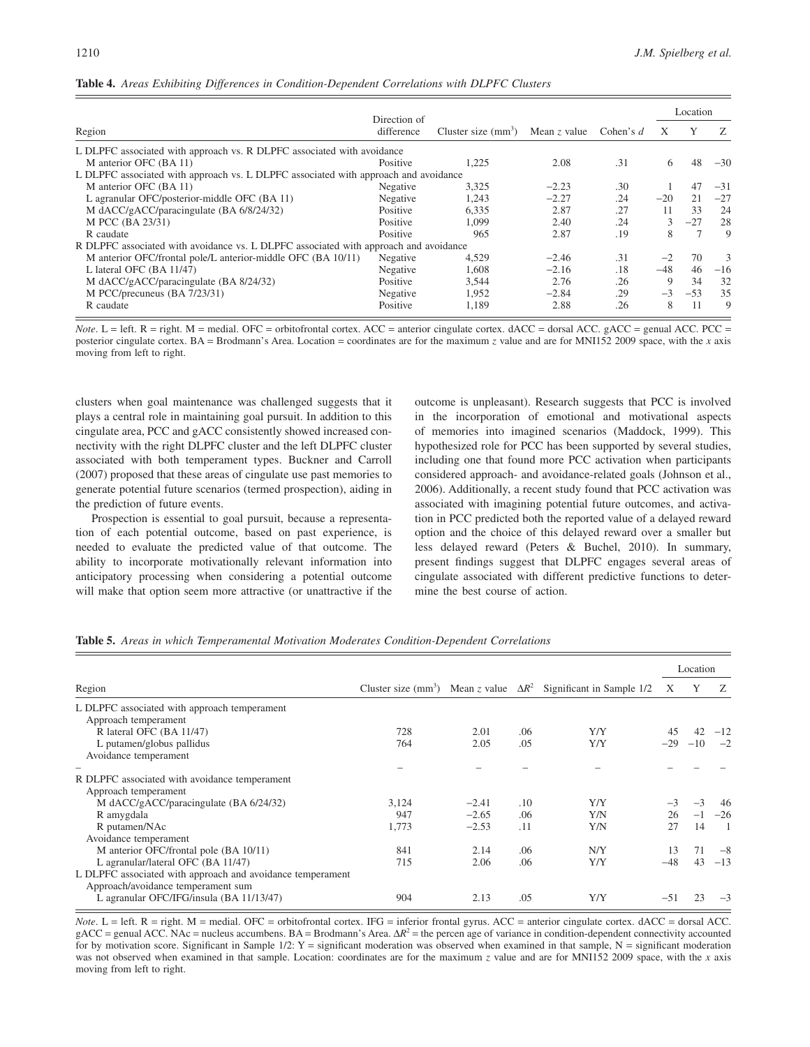**Table 4.** *Areas Exhibiting Differences in Condition-Dependent Correlations with DLPFC Clusters*

| Region | Direction of difference | Cluster size (mm$^3$) | Mean $z$ value | Cohen's $d$ | Location X | Location Y | Location Z |
|---|---|---|---|---|---|---|---|
| L DLPFC associated with approach vs. R DLPFC associated with avoidance | | | | | | | |
| M anterior OFC (BA 11) | Positive | 1,225 | 2.08 | .31 | 6 | 48 | −30 |
| L DLPFC associated with approach vs. L DLPFC associated with approach and avoidance | | | | | | | |
| M anterior OFC (BA 11) | Negative | 3,325 | −2.23 | .30 | 1 | 47 | −31 |
| L agranular OFC/posterior-middle OFC (BA 11) | Negative | 1,243 | −2.27 | .24 | −20 | 21 | −27 |
| M dACC/gACC/paracingulate (BA 6/8/24/32) | Positive | 6,335 | 2.87 | .27 | 11 | 33 | 24 |
| M PCC (BA 23/31) | Positive | 1,099 | 2.40 | .24 | 3 | −27 | 28 |
| R caudate | Positive | 965 | 2.87 | .19 | 8 | 7 | 9 |
| R DLPFC associated with avoidance vs. L DLPFC associated with approach and avoidance | | | | | | | |
| M anterior OFC/frontal pole/L anterior-middle OFC (BA 10/11) | Negative | 4,529 | −2.46 | .31 | −2 | 70 | 3 |
| L lateral OFC (BA 11/47) | Negative | 1,608 | −2.16 | .18 | −48 | 46 | −16 |
| M dACC/gACC/paracingulate (BA 8/24/32) | Positive | 3,544 | 2.76 | .26 | 9 | 34 | 32 |
| M PCC/precuneus (BA 7/23/31) | Negative | 1,952 | −2.84 | .29 | −3 | −53 | 35 |
| R caudate | Positive | 1,189 | 2.88 | .26 | 8 | 11 | 9 |

*Note*. L = left. R = right. M = medial. OFC = orbitofrontal cortex. ACC = anterior cingulate cortex. dACC = dorsal ACC. gACC = genual ACC. PCC = posterior cingulate cortex. BA = Brodmann's Area. Location = coordinates are for the maximum $z$ value and are for MNI152 2009 space, with the $x$ axis moving from left to right.

clusters when goal maintenance was challenged suggests that it plays a central role in maintaining goal pursuit. In addition to this cingulate area, PCC and gACC consistently showed increased connectivity with the right DLPFC cluster and the left DLPFC cluster associated with both temperament types. Buckner and Carroll (2007) proposed that these areas of cingulate use past memories to generate potential future scenarios (termed prospection), aiding in the prediction of future events.

Prospection is essential to goal pursuit, because a representation of each potential outcome, based on past experience, is needed to evaluate the predicted value of that outcome. The ability to incorporate motivationally relevant information into anticipatory processing when considering a potential outcome will make that option seem more attractive (or unattractive if the outcome is unpleasant). Research suggests that PCC is involved in the incorporation of emotional and motivational aspects of memories into imagined scenarios (Maddock, 1999). This hypothesized role for PCC has been supported by several studies, including one that found more PCC activation when participants considered approach- and avoidance-related goals (Johnson et al., 2006). Additionally, a recent study found that PCC activation was associated with imagining potential future outcomes, and activation in PCC predicted both the reported value of a delayed reward option and the choice of this delayed reward over a smaller but less delayed reward (Peters & Buchel, 2010). In summary, present findings suggest that DLPFC engages several areas of cingulate associated with different predictive functions to determine the best course of action.

**Table 5.** *Areas in which Temperamental Motivation Moderates Condition-Dependent Correlations*

| Region | Cluster size (mm$^3$) | Mean $z$ value | $\Delta R^2$ | Significant in Sample 1/2 | Location X | Location Y | Location Z |
|---|---|---|---|---|---|---|---|
| L DLPFC associated with approach temperament | | | | | | | |
| Approach temperament | | | | | | | |
| R lateral OFC (BA 11/47) | 728 | 2.01 | .06 | Y/Y | 45 | 42 | −12 |
| L putamen/globus pallidus | 764 | 2.05 | .05 | Y/Y | −29 | −10 | −2 |
| Avoidance temperament | | | | | | | |
| – | – | – | – | – | – | – | – |
| R DLPFC associated with avoidance temperament | | | | | | | |
| Approach temperament | | | | | | | |
| M dACC/gACC/paracingulate (BA 6/24/32) | 3,124 | −2.41 | .10 | Y/Y | −3 | −3 | 46 |
| R amygdala | 947 | −2.65 | .06 | Y/N | 26 | −1 | −26 |
| R putamen/NAc | 1,773 | −2.53 | .11 | Y/N | 27 | 14 | 1 |
| Avoidance temperament | | | | | | | |
| M anterior OFC/frontal pole (BA 10/11) | 841 | 2.14 | .06 | N/Y | 13 | 71 | −8 |
| L agranular/lateral OFC (BA 11/47) | 715 | 2.06 | .06 | Y/Y | −48 | 43 | −13 |
| L DLPFC associated with approach and avoidance temperament | | | | | | | |
| Approach/avoidance temperament sum | | | | | | | |
| L agranular OFC/IFG/insula (BA 11/13/47) | 904 | 2.13 | .05 | Y/Y | −51 | 23 | −3 |

*Note*. L = left. R = right. M = medial. OFC = orbitofrontal cortex. IFG = inferior frontal gyrus. ACC = anterior cingulate cortex. dACC = dorsal ACC. gACC = genual ACC. NAc = nucleus accumbens. BA = Brodmann's Area. $\Delta R^2$ = the percen age of variance in condition-dependent connectivity accounted for by motivation score. Significant in Sample 1/2: Y = significant moderation was observed when examined in that sample, N = significant moderation was not observed when examined in that sample. Location: coordinates are for the maximum $z$ value and are for MNI152 2009 space, with the $x$ axis moving from left to right.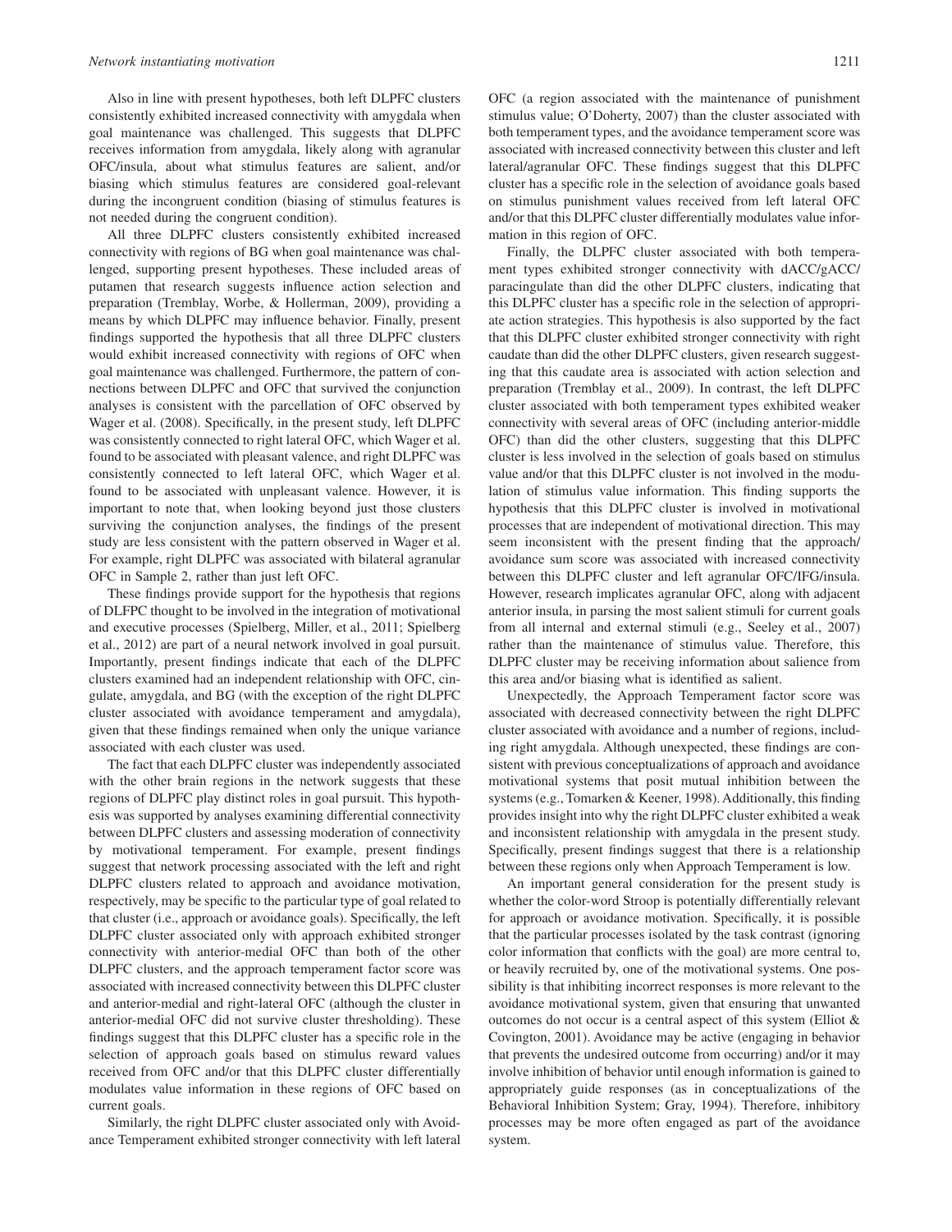Also in line with present hypotheses, both left DLPFC clusters consistently exhibited increased connectivity with amygdala when goal maintenance was challenged. This suggests that DLPFC receives information from amygdala, likely along with agranular OFC/insula, about what stimulus features are salient, and/or biasing which stimulus features are considered goal-relevant during the incongruent condition (biasing of stimulus features is not needed during the congruent condition).

All three DLPFC clusters consistently exhibited increased connectivity with regions of BG when goal maintenance was challenged, supporting present hypotheses. These included areas of putamen that research suggests influence action selection and preparation (Tremblay, Worbe, & Hollerman, 2009), providing a means by which DLPFC may influence behavior. Finally, present findings supported the hypothesis that all three DLPFC clusters would exhibit increased connectivity with regions of OFC when goal maintenance was challenged. Furthermore, the pattern of connections between DLPFC and OFC that survived the conjunction analyses is consistent with the parcellation of OFC observed by Wager et al. (2008). Specifically, in the present study, left DLPFC was consistently connected to right lateral OFC, which Wager et al. found to be associated with pleasant valence, and right DLPFC was consistently connected to left lateral OFC, which Wager et al. found to be associated with unpleasant valence. However, it is important to note that, when looking beyond just those clusters surviving the conjunction analyses, the findings of the present study are less consistent with the pattern observed in Wager et al. For example, right DLPFC was associated with bilateral agranular OFC in Sample 2, rather than just left OFC.

These findings provide support for the hypothesis that regions of DLPFC thought to be involved in the integration of motivational and executive processes (Spielberg, Miller, et al., 2011; Spielberg et al., 2012) are part of a neural network involved in goal pursuit. Importantly, present findings indicate that each of the DLPFC clusters examined had an independent relationship with OFC, cingulate, amygdala, and BG (with the exception of the right DLPFC cluster associated with avoidance temperament and amygdala), given that these findings remained when only the unique variance associated with each cluster was used.

The fact that each DLPFC cluster was independently associated with the other brain regions in the network suggests that these regions of DLPFC play distinct roles in goal pursuit. This hypothesis was supported by analyses examining differential connectivity between DLPFC clusters and assessing moderation of connectivity by motivational temperament. For example, present findings suggest that network processing associated with the left and right DLPFC clusters related to approach and avoidance motivation, respectively, may be specific to the particular type of goal related to that cluster (i.e., approach or avoidance goals). Specifically, the left DLPFC cluster associated only with approach exhibited stronger connectivity with anterior-medial OFC than both of the other DLPFC clusters, and the approach temperament factor score was associated with increased connectivity between this DLPFC cluster and anterior-medial and right-lateral OFC (although the cluster in anterior-medial OFC did not survive cluster thresholding). These findings suggest that this DLPFC cluster has a specific role in the selection of approach goals based on stimulus reward values received from OFC and/or that this DLPFC cluster differentially modulates value information in these regions of OFC based on current goals.

Similarly, the right DLPFC cluster associated only with Avoidance Temperament exhibited stronger connectivity with left lateral OFC (a region associated with the maintenance of punishment stimulus value; O'Doherty, 2007) than the cluster associated with both temperament types, and the avoidance temperament score was associated with increased connectivity between this cluster and left lateral/agranular OFC. These findings suggest that this DLPFC cluster has a specific role in the selection of avoidance goals based on stimulus punishment values received from left lateral OFC and/or that this DLPFC cluster differentially modulates value information in this region of OFC.

Finally, the DLPFC cluster associated with both temperament types exhibited stronger connectivity with dACC/gACC/paracingulate than did the other DLPFC clusters, indicating that this DLPFC cluster has a specific role in the selection of appropriate action strategies. This hypothesis is also supported by the fact that this DLPFC cluster exhibited stronger connectivity with right caudate than did the other DLPFC clusters, given research suggesting that this caudate area is associated with action selection and preparation (Tremblay et al., 2009). In contrast, the left DLPFC cluster associated with both temperament types exhibited weaker connectivity with several areas of OFC (including anterior-middle OFC) than did the other clusters, suggesting that this DLPFC cluster is less involved in the selection of goals based on stimulus value and/or that this DLPFC cluster is not involved in the modulation of stimulus value information. This finding supports the hypothesis that this DLPFC cluster is involved in motivational processes that are independent of motivational direction. This may seem inconsistent with the present finding that the approach/avoidance sum score was associated with increased connectivity between this DLPFC cluster and left agranular OFC/IFG/insula. However, research implicates agranular OFC, along with adjacent anterior insula, in parsing the most salient stimuli for current goals from all internal and external stimuli (e.g., Seeley et al., 2007) rather than the maintenance of stimulus value. Therefore, this DLPFC cluster may be receiving information about salience from this area and/or biasing what is identified as salient.

Unexpectedly, the Approach Temperament factor score was associated with decreased connectivity between the right DLPFC cluster associated with avoidance and a number of regions, including right amygdala. Although unexpected, these findings are consistent with previous conceptualizations of approach and avoidance motivational systems that posit mutual inhibition between the systems (e.g., Tomarken & Keener, 1998). Additionally, this finding provides insight into why the right DLPFC cluster exhibited a weak and inconsistent relationship with amygdala in the present study. Specifically, present findings suggest that there is a relationship between these regions only when Approach Temperament is low.

An important general consideration for the present study is whether the color-word Stroop is potentially differentially relevant for approach or avoidance motivation. Specifically, it is possible that the particular processes isolated by the task contrast (ignoring color information that conflicts with the goal) are more central to, or heavily recruited by, one of the motivational systems. One possibility is that inhibiting incorrect responses is more relevant to the avoidance motivational system, given that ensuring that unwanted outcomes do not occur is a central aspect of this system (Elliot & Covington, 2001). Avoidance may be active (engaging in behavior that prevents the undesired outcome from occurring) and/or it may involve inhibition of behavior until enough information is gained to appropriately guide responses (as in conceptualizations of the Behavioral Inhibition System; Gray, 1994). Therefore, inhibitory processes may be more often engaged as part of the avoidance system.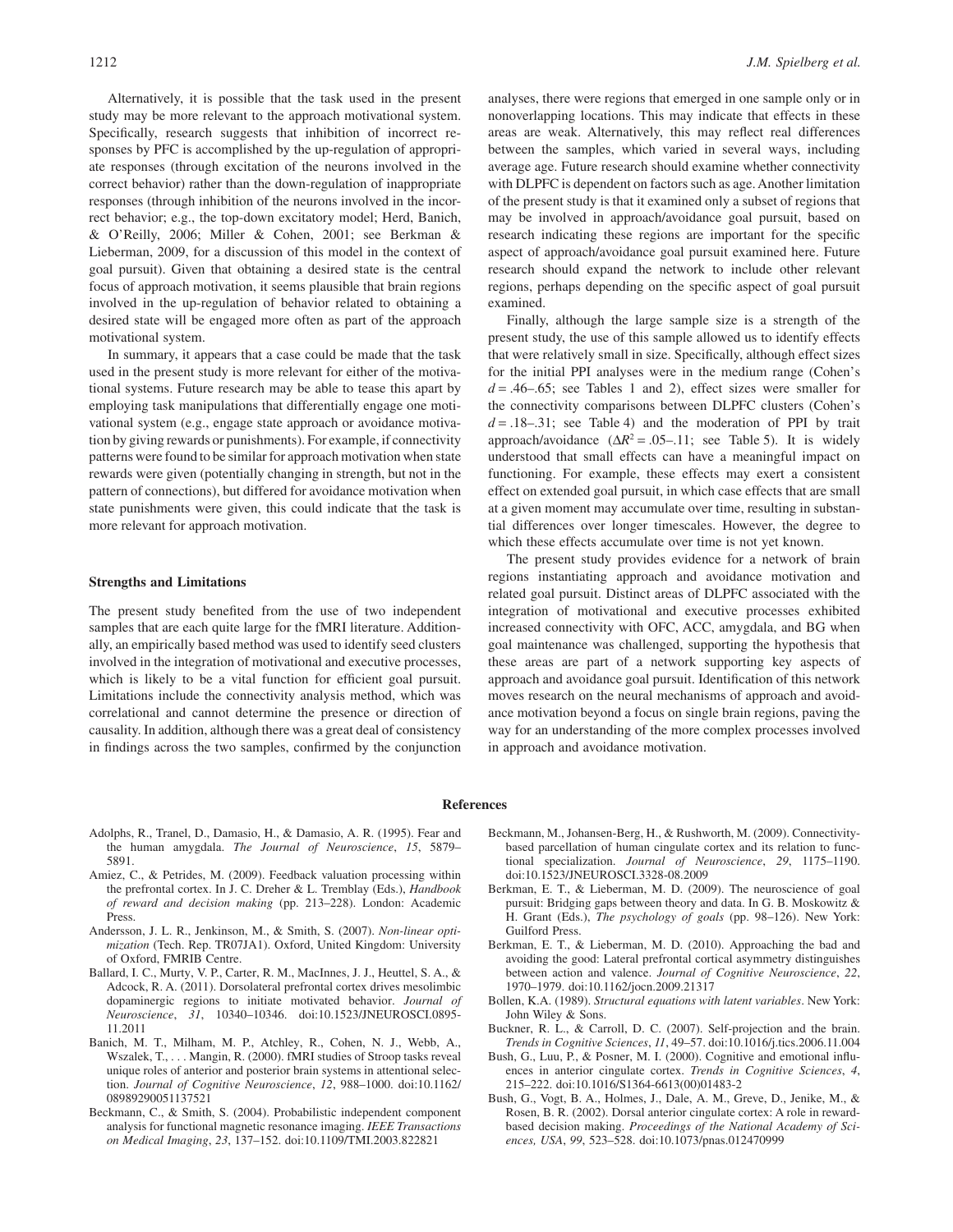Alternatively, it is possible that the task used in the present study may be more relevant to the approach motivational system. Specifically, research suggests that inhibition of incorrect responses by PFC is accomplished by the up-regulation of appropriate responses (through excitation of the neurons involved in the correct behavior) rather than the down-regulation of inappropriate responses (through inhibition of the neurons involved in the incorrect behavior; e.g., the top-down excitatory model; Herd, Banich, & O'Reilly, 2006; Miller & Cohen, 2001; see Berkman & Lieberman, 2009, for a discussion of this model in the context of goal pursuit). Given that obtaining a desired state is the central focus of approach motivation, it seems plausible that brain regions involved in the up-regulation of behavior related to obtaining a desired state will be engaged more often as part of the approach motivational system.

In summary, it appears that a case could be made that the task used in the present study is more relevant for either of the motivational systems. Future research may be able to tease this apart by employing task manipulations that differentially engage one motivational system (e.g., engage state approach or avoidance motivation by giving rewards or punishments). For example, if connectivity patterns were found to be similar for approach motivation when state rewards were given (potentially changing in strength, but not in the pattern of connections), but differed for avoidance motivation when state punishments were given, this could indicate that the task is more relevant for approach motivation.

### Strengths and Limitations

The present study benefited from the use of two independent samples that are each quite large for the fMRI literature. Additionally, an empirically based method was used to identify seed clusters involved in the integration of motivational and executive processes, which is likely to be a vital function for efficient goal pursuit. Limitations include the connectivity analysis method, which was correlational and cannot determine the presence or direction of causality. In addition, although there was a great deal of consistency in findings across the two samples, confirmed by the conjunction analyses, there were regions that emerged in one sample only or in nonoverlapping locations. This may indicate that effects in these areas are weak. Alternatively, this may reflect real differences between the samples, which varied in several ways, including average age. Future research should examine whether connectivity with DLPFC is dependent on factors such as age. Another limitation of the present study is that it examined only a subset of regions that may be involved in approach/avoidance goal pursuit, based on research indicating these regions are important for the specific aspect of approach/avoidance goal pursuit examined here. Future research should expand the network to include other relevant regions, perhaps depending on the specific aspect of goal pursuit examined.

Finally, although the large sample size is a strength of the present study, the use of this sample allowed us to identify effects that were relatively small in size. Specifically, although effect sizes for the initial PPI analyses were in the medium range (Cohen's $d = .46$–$.65$; see Tables 1 and 2), effect sizes were smaller for the connectivity comparisons between DLPFC clusters (Cohen's $d = .18$–$.31$; see Table 4) and the moderation of PPI by trait approach/avoidance ($\Delta R^2 = .05$–$.11$; see Table 5). It is widely understood that small effects can have a meaningful impact on functioning. For example, these effects may exert a consistent effect on extended goal pursuit, in which case effects that are small at a given moment may accumulate over time, resulting in substantial differences over longer timescales. However, the degree to which these effects accumulate over time is not yet known.

The present study provides evidence for a network of brain regions instantiating approach and avoidance motivation and related goal pursuit. Distinct areas of DLPFC associated with the integration of motivational and executive processes exhibited increased connectivity with OFC, ACC, amygdala, and BG when goal maintenance was challenged, supporting the hypothesis that these areas are part of a network supporting key aspects of approach and avoidance goal pursuit. Identification of this network moves research on the neural mechanisms of approach and avoidance motivation beyond a focus on single brain regions, paving the way for an understanding of the more complex processes involved in approach and avoidance motivation.

## References

Adolphs, R., Tranel, D., Damasio, H., & Damasio, A. R. (1995). Fear and the human amygdala. *The Journal of Neuroscience*, *15*, 5879–5891.

Amiez, C., & Petrides, M. (2009). Feedback valuation processing within the prefrontal cortex. In J. C. Dreher & L. Tremblay (Eds.), *Handbook of reward and decision making* (pp. 213–228). London: Academic Press.

Andersson, J. L. R., Jenkinson, M., & Smith, S. (2007). *Non-linear optimization* (Tech. Rep. TR07JA1). Oxford, United Kingdom: University of Oxford, FMRIB Centre.

Ballard, I. C., Murty, V. P., Carter, R. M., MacInnes, J. J., Heuttel, S. A., & Adcock, R. A. (2011). Dorsolateral prefrontal cortex drives mesolimbic dopaminergic regions to initiate motivated behavior. *Journal of Neuroscience*, *31*, 10340–10346. doi:10.1523/JNEUROSCI.0895-11.2011

Banich, M. T., Milham, M. P., Atchley, R., Cohen, N. J., Webb, A., Wszalek, T., . . . Mangin, R. (2000). fMRI studies of Stroop tasks reveal unique roles of anterior and posterior brain systems in attentional selection. *Journal of Cognitive Neuroscience*, *12*, 988–1000. doi:10.1162/08989290051137521

Beckmann, C., & Smith, S. (2004). Probabilistic independent component analysis for functional magnetic resonance imaging. *IEEE Transactions on Medical Imaging*, *23*, 137–152. doi:10.1109/TMI.2003.822821

Beckmann, M., Johansen-Berg, H., & Rushworth, M. (2009). Connectivity-based parcellation of human cingulate cortex and its relation to functional specialization. *Journal of Neuroscience*, *29*, 1175–1190. doi:10.1523/JNEUROSCI.3328-08.2009

Berkman, E. T., & Lieberman, M. D. (2009). The neuroscience of goal pursuit: Bridging gaps between theory and data. In G. B. Moskowitz & H. Grant (Eds.), *The psychology of goals* (pp. 98–126). New York: Guilford Press.

Berkman, E. T., & Lieberman, M. D. (2010). Approaching the bad and avoiding the good: Lateral prefrontal cortical asymmetry distinguishes between action and valence. *Journal of Cognitive Neuroscience*, *22*, 1970–1979. doi:10.1162/jocn.2009.21317

Bollen, K.A. (1989). *Structural equations with latent variables*. New York: John Wiley & Sons.

Buckner, R. L., & Carroll, D. C. (2007). Self-projection and the brain. *Trends in Cognitive Sciences*, *11*, 49–57. doi:10.1016/j.tics.2006.11.004

Bush, G., Luu, P., & Posner, M. I. (2000). Cognitive and emotional influences in anterior cingulate cortex. *Trends in Cognitive Sciences*, *4*, 215–222. doi:10.1016/S1364-6613(00)01483-2

Bush, G., Vogt, B. A., Holmes, J., Dale, A. M., Greve, D., Jenike, M., & Rosen, B. R. (2002). Dorsal anterior cingulate cortex: A role in reward-based decision making. *Proceedings of the National Academy of Sciences, USA*, *99*, 523–528. doi:10.1073/pnas.012470999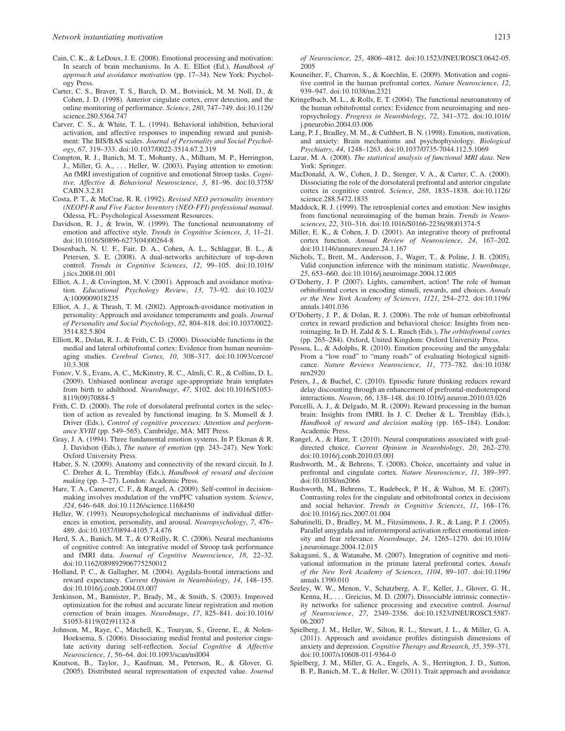Cain, C. K., & LeDoux, J. E. (2008). Emotional processing and motivation: In search of brain mechanisms. In A. E. Elliot (Ed.), *Handbook of approach and avoidance motivation* (pp. 17–34). New York: Psychology Press.

Carter, C. S., Braver, T. S., Barch, D. M., Botvinick, M. M. Noll, D., & Cohen, J. D. (1998). Anterior cingulate cortex, error detection, and the online monitoring of performance. *Science*, *280*, 747–749. doi:10.1126/science.280.5364.747

Carver, C. S., & White, T. L. (1994). Behavioral inhibition, behavioral activation, and affective responses to impending reward and punishment: The BIS/BAS scales. *Journal of Personality and Social Psychology*, *67*, 319–333. doi:10.1037/0022-3514.67.2.319

Compton, R. J., Banich, M. T., Mohanty, A., Milham, M. P., Herrington, J., Miller, G. A., . . . Heller, W. (2003). Paying attention to emotion: An fMRI investigation of cognitive and emotional Stroop tasks. *Cognitive, Affective & Behavioral Neuroscience*, *3*, 81–96. doi:10.3758/CABN.3.2.81

Costa, P. T., & McCrae, R. R. (1992). *Revised NEO personality inventory (NEOPI-R and Five Factor Inventory (NEO-FFI) professional manual*. Odessa, FL: Psychological Assessment Resources.

Davidson, R. J., & Irwin, W. (1999). The functional neuroanatomy of emotion and affective style. *Trends in Cognitive Sciences*, *3*, 11–21. doi:10.1016/S0896-6273(04)00264-8

Dosenbach, N. U. F., Fair, D. A., Cohen, A. L., Schlaggar, B. L., & Petersen, S. E. (2008). A dual-networks architecture of top-down control. *Trends in Cognitive Sciences*, *12*, 99–105. doi:10.1016/j.tics.2008.01.001

Elliot, A. J., & Covington, M. V. (2001). Approach and avoidance motivation. *Educational Psychology Review*, *13*, 73–92. doi:10.1023/A:1009009018235

Elliot, A. J., & Thrash, T. M. (2002). Approach-avoidance motivation in personality: Approach and avoidance temperaments and goals. *Journal of Personality and Social Psychology*, *82*, 804–818. doi:10.1037/0022-3514.82.5.804

Elliott, R., Dolan, R. J., & Frith, C. D. (2000). Dissociable functions in the medial and lateral orbitofrontal cortex: Evidence from human neuroimaging studies. *Cerebral Cortex*, *10*, 308–317. doi:10.1093/cercor/10.3.308

Fonov, V. S., Evans, A. C., McKinstry, R. C., Almli, C. R., & Collins, D. L. (2009). Unbiased nonlinear average age-appropriate brain templates from birth to adulthood. *NeuroImage*, *47*, S102. doi:10.1016/S1053-8119(09)70884-5

Frith, C. D. (2000). The role of dorsolateral prefrontal cortex in the selection of action as revealed by functional imaging. In S. Monsell & J. Driver (Eds.), *Control of cognitive processes: Attention and performance XVIII* (pp. 549–565). Cambridge, MA: MIT Press.

Gray, J. A. (1994). Three fundamental emotion systems. In P. Ekman & R. J. Davidson (Eds.), *The nature of emotion* (pp. 243–247). New York: Oxford University Press.

Haber, S. N. (2009). Anatomy and connectivity of the reward circuit. In J. C. Dreher & L. Tremblay (Eds.), *Handbook of reward and decision making* (pp. 3–27). London: Academic Press.

Hare, T. A., Camerer, C. F., & Rangel, A. (2009). Self-control in decision-making involves modulation of the vmPFC valuation system. *Science*, *324*, 646–648. doi:10.1126/science.1168450

Heller, W. (1993). Neuropsychological mechanisms of individual differences in emotion, personality, and arousal. *Neuropsychology*, *7*, 476–489. doi:10.1037/0894-4105.7.4.476

Herd, S. A., Banich, M. T., & O'Reilly, R. C. (2006). Neural mechanisms of cognitive control: An integrative model of Stroop task performance and fMRI data. *Journal of Cognitive Neuroscience*, *18*, 22–32. doi:10.1162/089892906775250012

Holland, P. C., & Gallagher, M. (2004). Aygdala-frontal interactions and reward expectancy. *Current Opinion in Neurobiology*, *14*, 148–155. doi:10.1016/j.conb.2004.03.007

Jenkinson, M., Bannister, P., Brady, M., & Smith, S. (2003). Improved optimization for the robust and accurate linear registration and motion correction of brain images. *NeuroImage*, *17*, 825–841. doi:10.1016/S1053-8119(02)91132-8

Johnson, M., Raye, C., Mitchell, K., Touryan, S., Greene, E., & Nolen-Hoeksema, S. (2006). Dissociating medial frontal and posterior cingulate activity during self-reflection. *Social Cognitive & Affective Neuroscience*, *1*, 56–64. doi:10.1093/scan/nsl004

Knutson, B., Taylor, J., Kaufman, M., Peterson, R., & Glover, G. (2005). Distributed neural representation of expected value. *Journal of Neuroscience*, *25*, 4806–4812. doi:10.1523/JNEUROSCI.0642-05.2005

Kouneiher, F., Charron, S., & Koechlin, E. (2009). Motivation and cognitive control in the human prefrontal cortex. *Nature Neuroscience*, *12*, 939–947. doi:10.1038/nn.2321

Kringelbach, M. L., & Rolls, E. T. (2004). The functional neuroanatomy of the human orbitofrontal cortex: Evidence from neuroimaging and neuropsychology. *Progress in Neurobiology*, *72*, 341–372. doi:10.1016/j.pneurobio.2004.03.006

Lang, P. J., Bradley, M. M., & Cuthbert, B. N. (1998). Emotion, motivation, and anxiety: Brain mechanisms and psychophysiology. *Biological Psychiatry*, *44*, 1248–1263. doi:10.1037/0735-7044.112.5.1069

Lazar, M. A. (2008). *The statistical analysis of functional MRI data*. New York: Springer.

MacDonald, A. W., Cohen, J. D., Stenger, V. A., & Carter, C. A. (2000). Dissociating the role of the dorsolateral prefrontal and anterior cingulate cortex in cognitive control. *Science*, *288*, 1835–1838. doi:10.1126/science.288.5472.1835

Maddock, R. J. (1999). The retrosplenial cortex and emotion: New insights from functional neuroimaging of the human brain. *Trends in Neurosciences*, *22*, 310–316. doi:10.1016/S0166-2236(98)01374-5

Miller, E. K., & Cohen, J. D. (2001). An integrative theory of prefrontal cortex function. *Annual Review of Neuroscience*, *24*, 167–202. doi:10.1146/annurev.neuro.24.1.167

Nichols, T., Brett, M., Andersson, J., Wager, T., & Poline, J. B. (2005). Valid conjunction inference with the minimum statistic. *NeuroImage*, *25*, 653–660. doi:10.1016/j.neuroimage.2004.12.005

O'Doherty, J. P. (2007). Lights, camembert, action! The role of human orbitofrontal cortex in encoding stimuli, rewards, and choices. *Annals or the New York Academy of Sciences*, *1121*, 254–272. doi:10.1196/annals.1401.036

O'Doherty, J. P., & Dolan, R. J. (2006). The role of human orbitofrontal cortex in reward prediction and behavioral choice: Insights from neuroimaging. In D. H. Zald & S. L. Rauch (Eds.), *The orbitofrontal cortex* (pp. 265–284). Oxford, United Kingdom: Oxford University Press.

Pessoa, L., & Adolphs, R. (2010). Emotion processing and the amygdala: From a "low road" to "many roads" of evaluating biological significance. *Nature Reviews Neuroscience*, *11*, 773–782. doi:10.1038/nrn2920

Peters, J., & Buchel, C. (2010). Episodic future thinking reduces reward delay discounting through an enhancement of prefrontal-mediotemporal interactions. *Neuron*, *66*, 138–148. doi:10.1016/j.neuron.2010.03.026

Porcelli, A. J., & Delgado, M. R. (2009). Reward processing in the human brain: Insights from fMRI. In J. C. Dreher & L. Tremblay (Eds.), *Handbook of reward and decision making* (pp. 165–184). London: Academic Press.

Rangel, A., & Hare, T. (2010). Neural computations associated with goal-directed choice. *Current Opinion in Neurobiology*, *20*, 262–270. doi:10.1016/j.conb.2010.03.001

Rushworth, M., & Behrens, T. (2008). Choice, uncertainty and value in prefrontal and cingulate cortex. *Nature Neuroscience*, *11*, 389–397. doi:10.1038/nn2066

Rushworth, M., Behrens, T., Rudebeck, P. H., & Walton, M. E. (2007). Contrasting roles for the cingulate and orbitofrontal cortex in decisions and social behavior. *Trends in Cognitive Sciences*, *11*, 168–176. doi:10.1016/j.tics.2007.01.004

Sabatinelli, D., Bradley, M. M., Fitzsimmons, J. R., & Lang, P. J. (2005). Parallel amygdala and inferotemporal activation reflect emotional intensity and fear relevance. *NeuroImage*, *24*, 1265–1270. doi:10.1016/j.neuroimage.2004.12.015

Sakagami, S., & Watanabe, M. (2007). Integration of cognitive and motivational information in the primate lateral prefrontal cortex. *Annals of the New York Academy of Sciences*, *1104*, 89–107. doi:10.1196/annals.1390.010

Seeley, W. W., Menon, V., Schatzberg, A. F., Keller, J., Glover, G. H., Kenna, H., . . . Greicius, M. D. (2007). Dissociable intrinsic connectivity networks for salience processing and executive control. *Journal of Neuroscience*, *27*, 2349–2356. doi:10.1523/JNEUROSCI.5587-06.2007

Spielberg, J. M., Heller, W., Silton, R. L., Stewart, J. L., & Miller, G. A. (2011). Approach and avoidance profiles distinguish dimensions of anxiety and depression. *Cognitive Therapy and Research*, *35*, 359–371. doi:10.1007/s10608-011-9364-0

Spielberg, J. M., Miller, G. A., Engels, A. S., Herrington, J. D., Sutton, B. P., Banich, M. T., & Heller, W. (2011). Trait approach and avoidance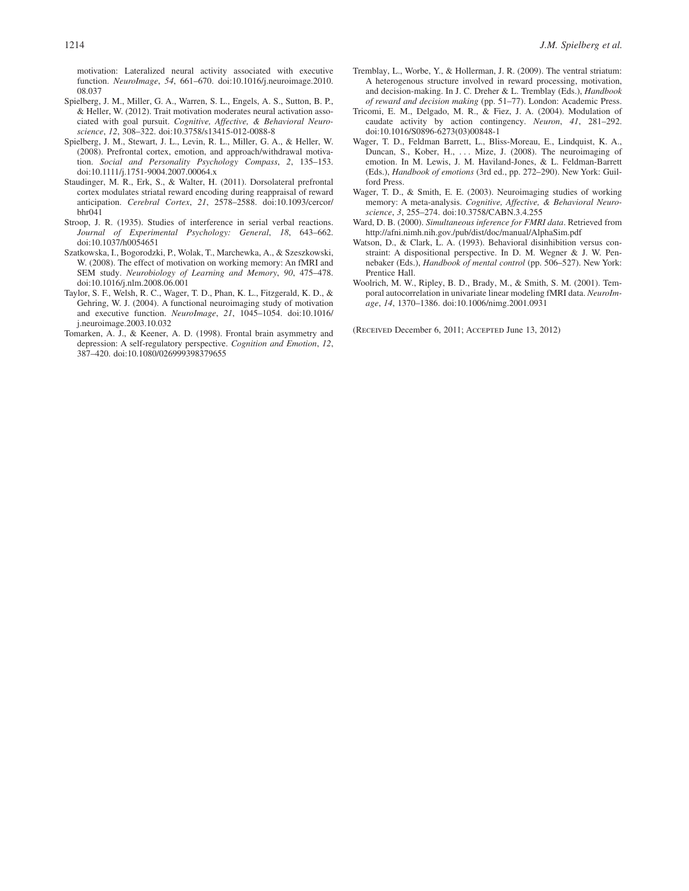motivation: Lateralized neural activity associated with executive function. *NeuroImage*, *54*, 661–670. doi:10.1016/j.neuroimage.2010.08.037

Spielberg, J. M., Miller, G. A., Warren, S. L., Engels, A. S., Sutton, B. P., & Heller, W. (2012). Trait motivation moderates neural activation associated with goal pursuit. *Cognitive, Affective, & Behavioral Neuroscience*, *12*, 308–322. doi:10.3758/s13415-012-0088-8

Spielberg, J. M., Stewart, J. L., Levin, R. L., Miller, G. A., & Heller, W. (2008). Prefrontal cortex, emotion, and approach/withdrawal motivation. *Social and Personality Psychology Compass*, *2*, 135–153. doi:10.1111/j.1751-9004.2007.00064.x

Staudinger, M. R., Erk, S., & Walter, H. (2011). Dorsolateral prefrontal cortex modulates striatal reward encoding during reappraisal of reward anticipation. *Cerebral Cortex*, *21*, 2578–2588. doi:10.1093/cercor/bhr041

Stroop, J. R. (1935). Studies of interference in serial verbal reactions. *Journal of Experimental Psychology: General*, *18*, 643–662. doi:10.1037/h0054651

Szatkowska, I., Bogorodzki, P., Wolak, T., Marchewka, A., & Szeszkowski, W. (2008). The effect of motivation on working memory: An fMRI and SEM study. *Neurobiology of Learning and Memory*, *90*, 475–478. doi:10.1016/j.nlm.2008.06.001

Taylor, S. F., Welsh, R. C., Wager, T. D., Phan, K. L., Fitzgerald, K. D., & Gehring, W. J. (2004). A functional neuroimaging study of motivation and executive function. *NeuroImage*, *21*, 1045–1054. doi:10.1016/j.neuroimage.2003.10.032

Tomarken, A. J., & Keener, A. D. (1998). Frontal brain asymmetry and depression: A self-regulatory perspective. *Cognition and Emotion*, *12*, 387–420. doi:10.1080/026999398379655

Tremblay, L., Worbe, Y., & Hollerman, J. R. (2009). The ventral striatum: A heterogenous structure involved in reward processing, motivation, and decision-making. In J. C. Dreher & L. Tremblay (Eds.), *Handbook of reward and decision making* (pp. 51–77). London: Academic Press.

Tricomi, E. M., Delgado, M. R., & Fiez, J. A. (2004). Modulation of caudate activity by action contingency. *Neuron*, *41*, 281–292. doi:10.1016/S0896-6273(03)00848-1

Wager, T. D., Feldman Barrett, L., Bliss-Moreau, E., Lindquist, K. A., Duncan, S., Kober, H., . . . Mize, J. (2008). The neuroimaging of emotion. In M. Lewis, J. M. Haviland-Jones, & L. Feldman-Barrett (Eds.), *Handbook of emotions* (3rd ed., pp. 272–290). New York: Guilford Press.

Wager, T. D., & Smith, E. E. (2003). Neuroimaging studies of working memory: A meta-analysis. *Cognitive, Affective, & Behavioral Neuroscience*, *3*, 255–274. doi:10.3758/CABN.3.4.255

Ward, D. B. (2000). *Simultaneous inference for FMRI data*. Retrieved from http://afni.nimh.nih.gov./pub/dist/doc/manual/AlphaSim.pdf

Watson, D., & Clark, L. A. (1993). Behavioral disinhibition versus constraint: A dispositional perspective. In D. M. Wegner & J. W. Pennebaker (Eds.), *Handbook of mental control* (pp. 506–527). New York: Prentice Hall.

Woolrich, M. W., Ripley, B. D., Brady, M., & Smith, S. M. (2001). Temporal autocorrelation in univariate linear modeling fMRI data. *NeuroImage*, *14*, 1370–1386. doi:10.1006/nimg.2001.0931

(Received December 6, 2011; Accepted June 13, 2012)